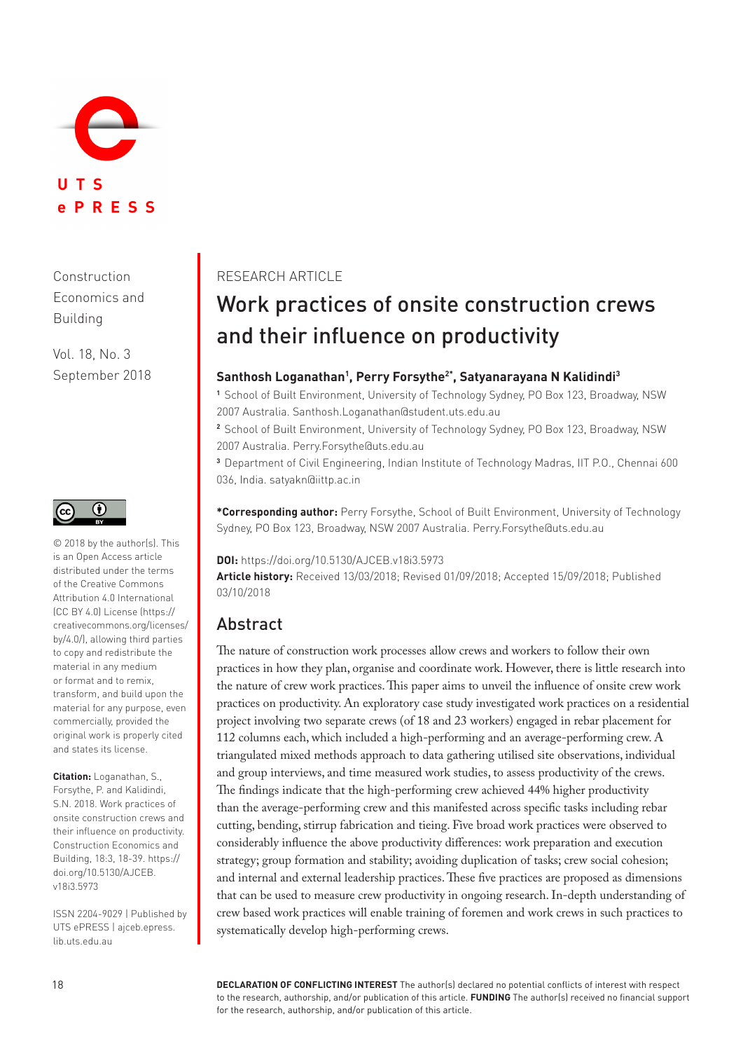UTS ePRESS

Construction Economics and Building

Vol. 18, No. 3
September 2018

© 2018 by the author(s). This is an Open Access article distributed under the terms of the Creative Commons Attribution 4.0 International (CC BY 4.0) License (https://creativecommons.org/licenses/by/4.0/), allowing third parties to copy and redistribute the material in any medium or format and to remix, transform, and build upon the material for any purpose, even commercially, provided the original work is properly cited and states its license.

**Citation:** Loganathan, S., Forsythe, P. and Kalidindi, S.N. 2018. Work practices of onsite construction crews and their influence on productivity. Construction Economics and Building, 18:3, 18-39. https://doi.org/10.5130/AJCEB.v18i3.5973

ISSN 2204-9029 | Published by UTS ePRESS | ajceb.epress.lib.uts.edu.au

RESEARCH ARTICLE

# Work practices of onsite construction crews and their influence on productivity

**Santhosh Loganathan[1], Perry Forsythe[2*], Satyanarayana N Kalidindi[3]**

[1] School of Built Environment, University of Technology Sydney, PO Box 123, Broadway, NSW 2007 Australia. Santhosh.Loganathan@student.uts.edu.au

[2] School of Built Environment, University of Technology Sydney, PO Box 123, Broadway, NSW 2007 Australia. Perry.Forsythe@uts.edu.au

[3] Department of Civil Engineering, Indian Institute of Technology Madras, IIT P.O., Chennai 600 036, India. satyakn@iittp.ac.in

**\*Corresponding author:** Perry Forsythe, School of Built Environment, University of Technology Sydney, PO Box 123, Broadway, NSW 2007 Australia. Perry.Forsythe@uts.edu.au

**DOI:** https://doi.org/10.5130/AJCEB.v18i3.5973

**Article history:** Received 13/03/2018; Revised 01/09/2018; Accepted 15/09/2018; Published 03/10/2018

## Abstract

The nature of construction work processes allow crews and workers to follow their own practices in how they plan, organise and coordinate work. However, there is little research into the nature of crew work practices. This paper aims to unveil the influence of onsite crew work practices on productivity. An exploratory case study investigated work practices on a residential project involving two separate crews (of 18 and 23 workers) engaged in rebar placement for 112 columns each, which included a high-performing and an average-performing crew. A triangulated mixed methods approach to data gathering utilised site observations, individual and group interviews, and time measured work studies, to assess productivity of the crews. The findings indicate that the high-performing crew achieved 44% higher productivity than the average-performing crew and this manifested across specific tasks including rebar cutting, bending, stirrup fabrication and tieing. Five broad work practices were observed to considerably influence the above productivity differences: work preparation and execution strategy; group formation and stability; avoiding duplication of tasks; crew social cohesion; and internal and external leadership practices. These five practices are proposed as dimensions that can be used to measure crew productivity in ongoing research. In-depth understanding of crew based work practices will enable training of foremen and work crews in such practices to systematically develop high-performing crews.

**DECLARATION OF CONFLICTING INTEREST** The author(s) declared no potential conflicts of interest with respect to the research, authorship, and/or publication of this article. **FUNDING** The author(s) received no financial support for the research, authorship, and/or publication of this article.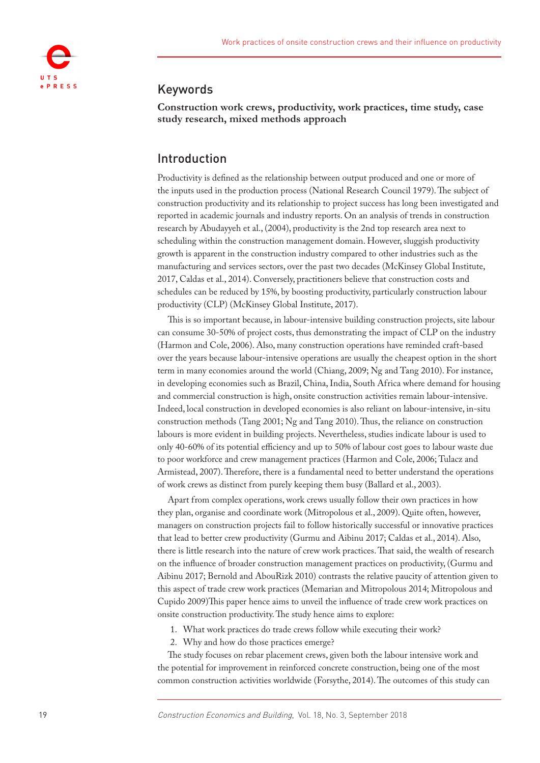## Keywords

**Construction work crews, productivity, work practices, time study, case study research, mixed methods approach**

## Introduction

Productivity is defined as the relationship between output produced and one or more of the inputs used in the production process (National Research Council 1979). The subject of construction productivity and its relationship to project success has long been investigated and reported in academic journals and industry reports. On an analysis of trends in construction research by Abudayyeh et al., (2004), productivity is the 2nd top research area next to scheduling within the construction management domain. However, sluggish productivity growth is apparent in the construction industry compared to other industries such as the manufacturing and services sectors, over the past two decades (McKinsey Global Institute, 2017, Caldas et al., 2014). Conversely, practitioners believe that construction costs and schedules can be reduced by 15%, by boosting productivity, particularly construction labour productivity (CLP) (McKinsey Global Institute, 2017).

This is so important because, in labour-intensive building construction projects, site labour can consume 30-50% of project costs, thus demonstrating the impact of CLP on the industry (Harmon and Cole, 2006). Also, many construction operations have reminded craft-based over the years because labour-intensive operations are usually the cheapest option in the short term in many economies around the world (Chiang, 2009; Ng and Tang 2010). For instance, in developing economies such as Brazil, China, India, South Africa where demand for housing and commercial construction is high, onsite construction activities remain labour-intensive. Indeed, local construction in developed economies is also reliant on labour-intensive, in-situ construction methods (Tang 2001; Ng and Tang 2010). Thus, the reliance on construction labours is more evident in building projects. Nevertheless, studies indicate labour is used to only 40-60% of its potential efficiency and up to 50% of labour cost goes to labour waste due to poor workforce and crew management practices (Harmon and Cole, 2006; Tulacz and Armistead, 2007). Therefore, there is a fundamental need to better understand the operations of work crews as distinct from purely keeping them busy (Ballard et al., 2003).

Apart from complex operations, work crews usually follow their own practices in how they plan, organise and coordinate work (Mitropolous et al., 2009). Quite often, however, managers on construction projects fail to follow historically successful or innovative practices that lead to better crew productivity (Gurmu and Aibinu 2017; Caldas et al., 2014). Also, there is little research into the nature of crew work practices. That said, the wealth of research on the influence of broader construction management practices on productivity, (Gurmu and Aibinu 2017; Bernold and AbouRizk 2010) contrasts the relative paucity of attention given to this aspect of trade crew work practices (Memarian and Mitropolous 2014; Mitropolous and Cupido 2009)This paper hence aims to unveil the influence of trade crew work practices on onsite construction productivity. The study hence aims to explore:

1. What work practices do trade crews follow while executing their work?
2. Why and how do those practices emerge?

The study focuses on rebar placement crews, given both the labour intensive work and the potential for improvement in reinforced concrete construction, being one of the most common construction activities worldwide (Forsythe, 2014). The outcomes of this study can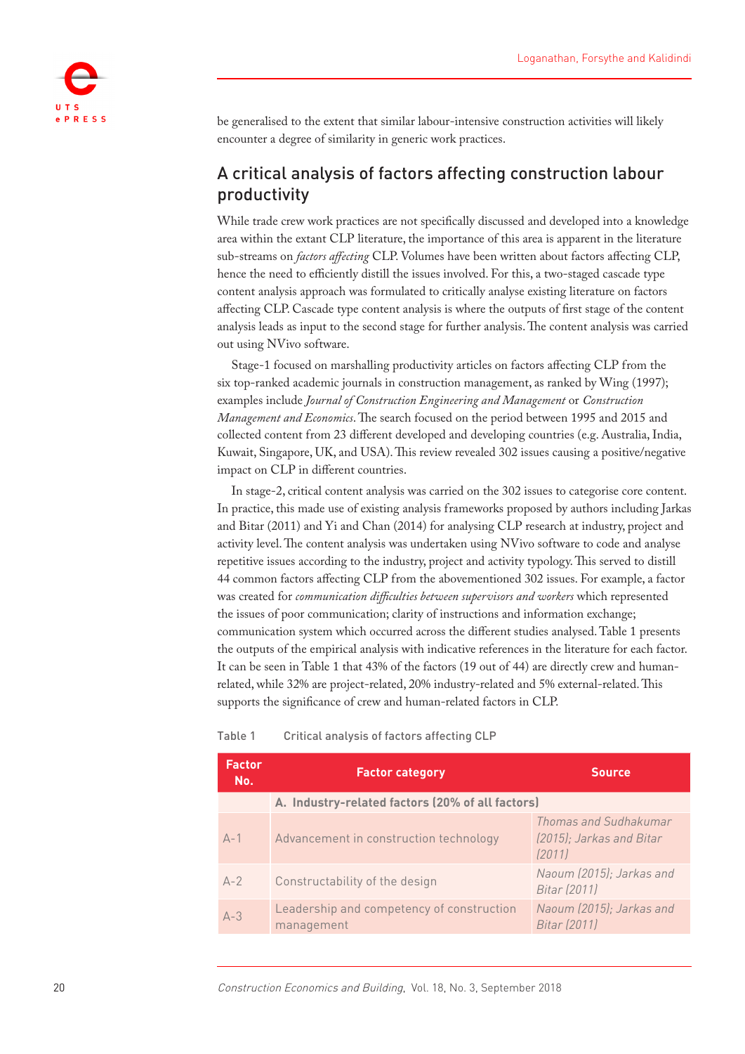be generalised to the extent that similar labour-intensive construction activities will likely encounter a degree of similarity in generic work practices.

## A critical analysis of factors affecting construction labour productivity

While trade crew work practices are not specifically discussed and developed into a knowledge area within the extant CLP literature, the importance of this area is apparent in the literature sub-streams on *factors affecting* CLP. Volumes have been written about factors affecting CLP, hence the need to efficiently distill the issues involved. For this, a two-staged cascade type content analysis approach was formulated to critically analyse existing literature on factors affecting CLP. Cascade type content analysis is where the outputs of first stage of the content analysis leads as input to the second stage for further analysis. The content analysis was carried out using NVivo software.

Stage-1 focused on marshalling productivity articles on factors affecting CLP from the six top-ranked academic journals in construction management, as ranked by Wing (1997); examples include *Journal of Construction Engineering and Management* or *Construction Management and Economics*. The search focused on the period between 1995 and 2015 and collected content from 23 different developed and developing countries (e.g. Australia, India, Kuwait, Singapore, UK, and USA). This review revealed 302 issues causing a positive/negative impact on CLP in different countries.

In stage-2, critical content analysis was carried on the 302 issues to categorise core content. In practice, this made use of existing analysis frameworks proposed by authors including Jarkas and Bitar (2011) and Yi and Chan (2014) for analysing CLP research at industry, project and activity level. The content analysis was undertaken using NVivo software to code and analyse repetitive issues according to the industry, project and activity typology. This served to distill 44 common factors affecting CLP from the abovementioned 302 issues. For example, a factor was created for *communication difficulties between supervisors and workers* which represented the issues of poor communication; clarity of instructions and information exchange; communication system which occurred across the different studies analysed. Table 1 presents the outputs of the empirical analysis with indicative references in the literature for each factor. It can be seen in Table 1 that 43% of the factors (19 out of 44) are directly crew and human-related, while 32% are project-related, 20% industry-related and 5% external-related. This supports the significance of crew and human-related factors in CLP.

Table 1 Critical analysis of factors affecting CLP

| Factor No. | Factor category | Source |
|---|---|---|
| | **A. Industry-related factors (20% of all factors)** | |
| A-1 | Advancement in construction technology | *Thomas and Sudhakumar (2015); Jarkas and Bitar (2011)* |
| A-2 | Constructability of the design | *Naoum (2015); Jarkas and Bitar (2011)* |
| A-3 | Leadership and competency of construction management | *Naoum (2015); Jarkas and Bitar (2011)* |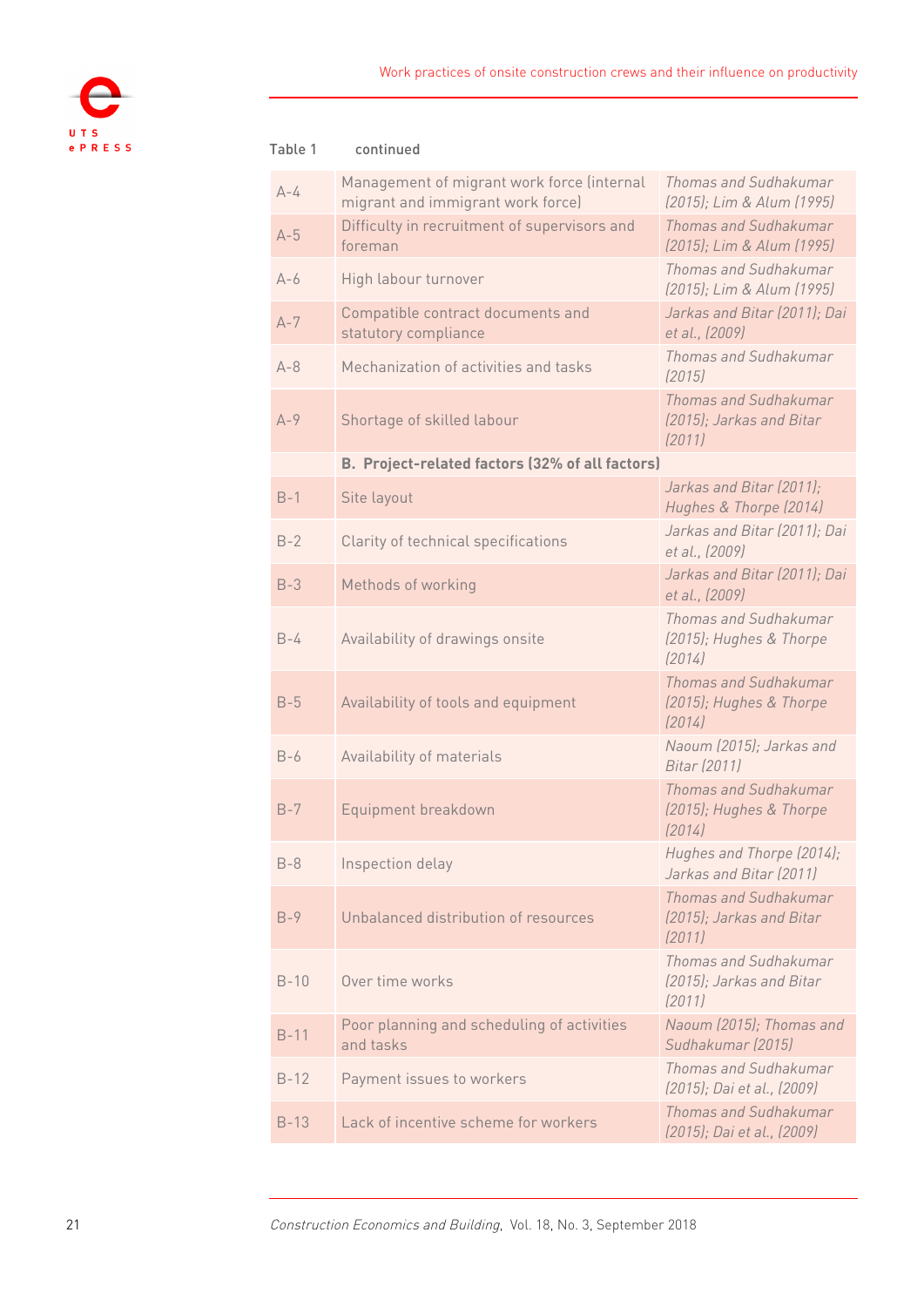Table 1 continued

| | | |
|---|---|---|
| A-4 | Management of migrant work force (internal migrant and immigrant work force) | *Thomas and Sudhakumar (2015); Lim & Alum (1995)* |
| A-5 | Difficulty in recruitment of supervisors and foreman | *Thomas and Sudhakumar (2015); Lim & Alum (1995)* |
| A-6 | High labour turnover | *Thomas and Sudhakumar (2015); Lim & Alum (1995)* |
| A-7 | Compatible contract documents and statutory compliance | *Jarkas and Bitar (2011); Dai et al., (2009)* |
| A-8 | Mechanization of activities and tasks | *Thomas and Sudhakumar (2015)* |
| A-9 | Shortage of skilled labour | *Thomas and Sudhakumar (2015); Jarkas and Bitar (2011)* |
| | **B. Project-related factors (32% of all factors)** | |
| B-1 | Site layout | *Jarkas and Bitar (2011); Hughes & Thorpe (2014)* |
| B-2 | Clarity of technical specifications | *Jarkas and Bitar (2011); Dai et al., (2009)* |
| B-3 | Methods of working | *Jarkas and Bitar (2011); Dai et al., (2009)* |
| B-4 | Availability of drawings onsite | *Thomas and Sudhakumar (2015); Hughes & Thorpe (2014)* |
| B-5 | Availability of tools and equipment | *Thomas and Sudhakumar (2015); Hughes & Thorpe (2014)* |
| B-6 | Availability of materials | *Naoum (2015); Jarkas and Bitar (2011)* |
| B-7 | Equipment breakdown | *Thomas and Sudhakumar (2015); Hughes & Thorpe (2014)* |
| B-8 | Inspection delay | *Hughes and Thorpe (2014); Jarkas and Bitar (2011)* |
| B-9 | Unbalanced distribution of resources | *Thomas and Sudhakumar (2015); Jarkas and Bitar (2011)* |
| B-10 | Over time works | *Thomas and Sudhakumar (2015); Jarkas and Bitar (2011)* |
| B-11 | Poor planning and scheduling of activities and tasks | *Naoum (2015); Thomas and Sudhakumar (2015)* |
| B-12 | Payment issues to workers | *Thomas and Sudhakumar (2015); Dai et al., (2009)* |
| B-13 | Lack of incentive scheme for workers | *Thomas and Sudhakumar (2015); Dai et al., (2009)* |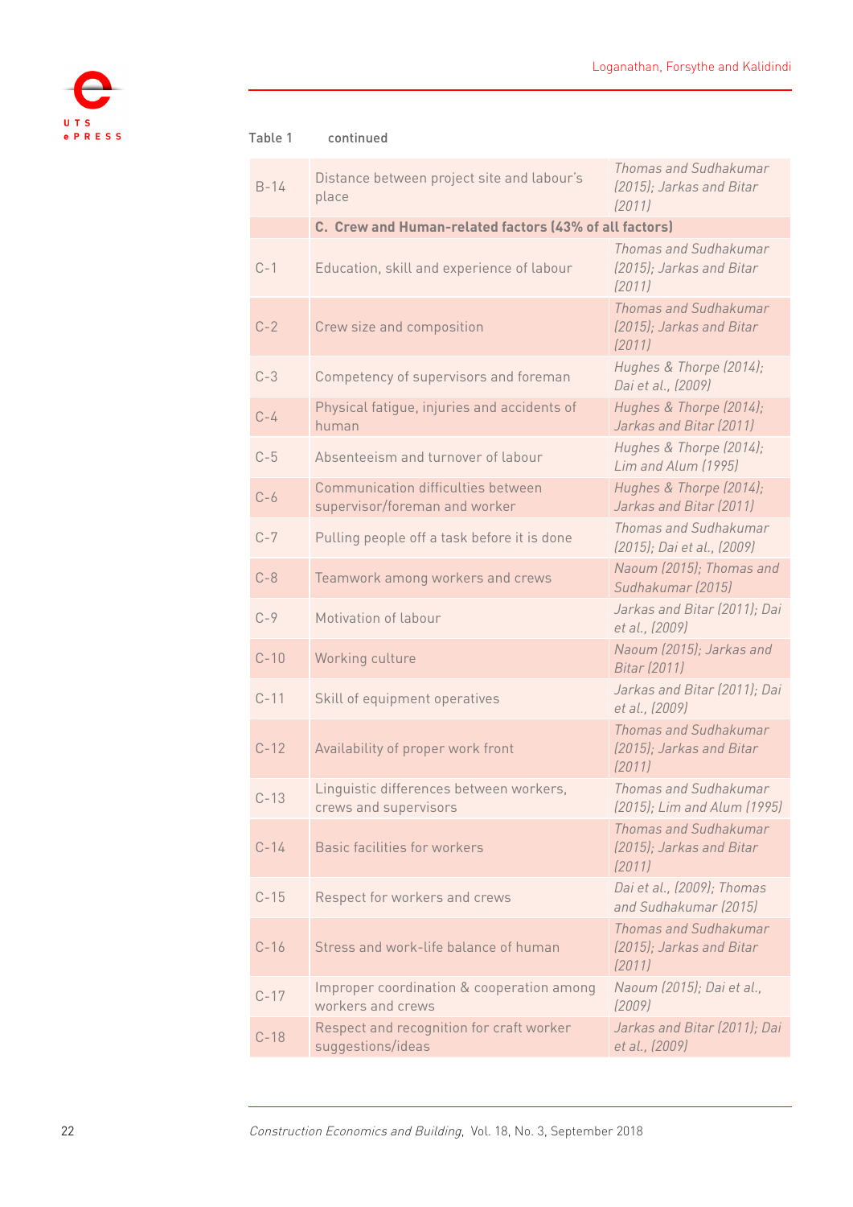Table 1 continued

| | | |
|---|---|---|
| B-14 | Distance between project site and labour's place | *Thomas and Sudhakumar (2015); Jarkas and Bitar (2011)* |
| | **C. Crew and Human-related factors (43% of all factors)** | |
| C-1 | Education, skill and experience of labour | *Thomas and Sudhakumar (2015); Jarkas and Bitar (2011)* |
| C-2 | Crew size and composition | *Thomas and Sudhakumar (2015); Jarkas and Bitar (2011)* |
| C-3 | Competency of supervisors and foreman | *Hughes & Thorpe (2014); Dai et al., (2009)* |
| C-4 | Physical fatigue, injuries and accidents of human | *Hughes & Thorpe (2014); Jarkas and Bitar (2011)* |
| C-5 | Absenteeism and turnover of labour | *Hughes & Thorpe (2014); Lim and Alum (1995)* |
| C-6 | Communication difficulties between supervisor/foreman and worker | *Hughes & Thorpe (2014); Jarkas and Bitar (2011)* |
| C-7 | Pulling people off a task before it is done | *Thomas and Sudhakumar (2015); Dai et al., (2009)* |
| C-8 | Teamwork among workers and crews | *Naoum (2015); Thomas and Sudhakumar (2015)* |
| C-9 | Motivation of labour | *Jarkas and Bitar (2011); Dai et al., (2009)* |
| C-10 | Working culture | *Naoum (2015); Jarkas and Bitar (2011)* |
| C-11 | Skill of equipment operatives | *Jarkas and Bitar (2011); Dai et al., (2009)* |
| C-12 | Availability of proper work front | *Thomas and Sudhakumar (2015); Jarkas and Bitar (2011)* |
| C-13 | Linguistic differences between workers, crews and supervisors | *Thomas and Sudhakumar (2015); Lim and Alum (1995)* |
| C-14 | Basic facilities for workers | *Thomas and Sudhakumar (2015); Jarkas and Bitar (2011)* |
| C-15 | Respect for workers and crews | *Dai et al., (2009); Thomas and Sudhakumar (2015)* |
| C-16 | Stress and work-life balance of human | *Thomas and Sudhakumar (2015); Jarkas and Bitar (2011)* |
| C-17 | Improper coordination & cooperation among workers and crews | *Naoum (2015); Dai et al., (2009)* |
| C-18 | Respect and recognition for craft worker suggestions/ideas | *Jarkas and Bitar (2011); Dai et al., (2009)* |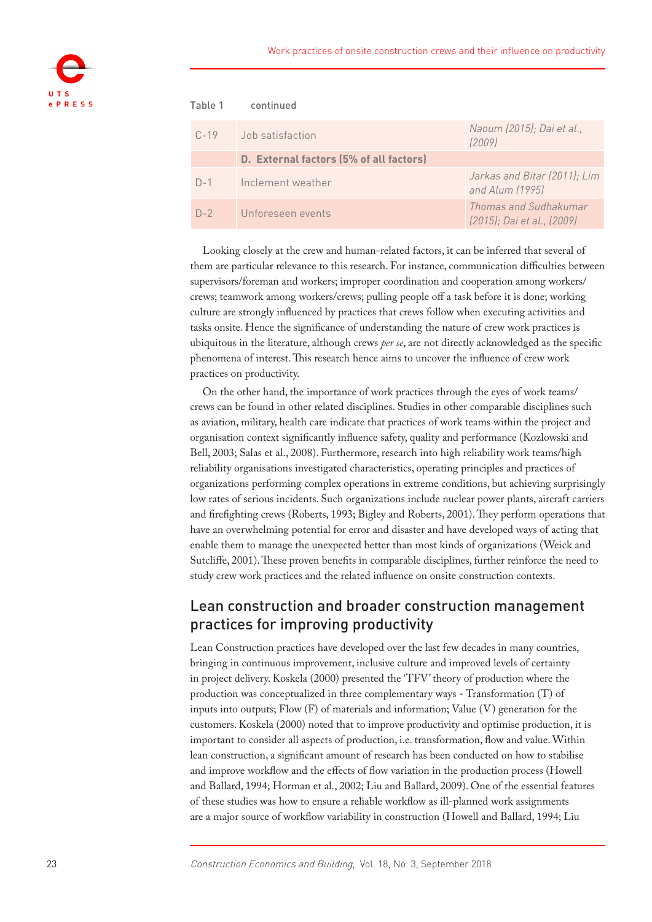Table 1 continued

| | | |
|---|---|---|
| C-19 | Job satisfaction | *Naoum (2015); Dai et al., (2009)* |
| | **D. External factors (5% of all factors)** | |
| D-1 | Inclement weather | *Jarkas and Bitar (2011); Lim and Alum (1995)* |
| D-2 | Unforeseen events | *Thomas and Sudhakumar (2015); Dai et al., (2009)* |

Looking closely at the crew and human-related factors, it can be inferred that several of them are particular relevance to this research. For instance, communication difficulties between supervisors/foreman and workers; improper coordination and cooperation among workers/crews; teamwork among workers/crews; pulling people off a task before it is done; working culture are strongly influenced by practices that crews follow when executing activities and tasks onsite. Hence the significance of understanding the nature of crew work practices is ubiquitous in the literature, although crews *per se*, are not directly acknowledged as the specific phenomena of interest. This research hence aims to uncover the influence of crew work practices on productivity.

On the other hand, the importance of work practices through the eyes of work teams/crews can be found in other related disciplines. Studies in other comparable disciplines such as aviation, military, health care indicate that practices of work teams within the project and organisation context significantly influence safety, quality and performance (Kozlowski and Bell, 2003; Salas et al., 2008). Furthermore, research into high reliability work teams/high reliability organisations investigated characteristics, operating principles and practices of organizations performing complex operations in extreme conditions, but achieving surprisingly low rates of serious incidents. Such organizations include nuclear power plants, aircraft carriers and firefighting crews (Roberts, 1993; Bigley and Roberts, 2001). They perform operations that have an overwhelming potential for error and disaster and have developed ways of acting that enable them to manage the unexpected better than most kinds of organizations (Weick and Sutcliffe, 2001). These proven benefits in comparable disciplines, further reinforce the need to study crew work practices and the related influence on onsite construction contexts.

## Lean construction and broader construction management practices for improving productivity

Lean Construction practices have developed over the last few decades in many countries, bringing in continuous improvement, inclusive culture and improved levels of certainty in project delivery. Koskela (2000) presented the 'TFV' theory of production where the production was conceptualized in three complementary ways - Transformation (T) of inputs into outputs; Flow (F) of materials and information; Value (V) generation for the customers. Koskela (2000) noted that to improve productivity and optimise production, it is important to consider all aspects of production, i.e. transformation, flow and value. Within lean construction, a significant amount of research has been conducted on how to stabilise and improve workflow and the effects of flow variation in the production process (Howell and Ballard, 1994; Horman et al., 2002; Liu and Ballard, 2009). One of the essential features of these studies was how to ensure a reliable workflow as ill-planned work assignments are a major source of workflow variability in construction (Howell and Ballard, 1994; Liu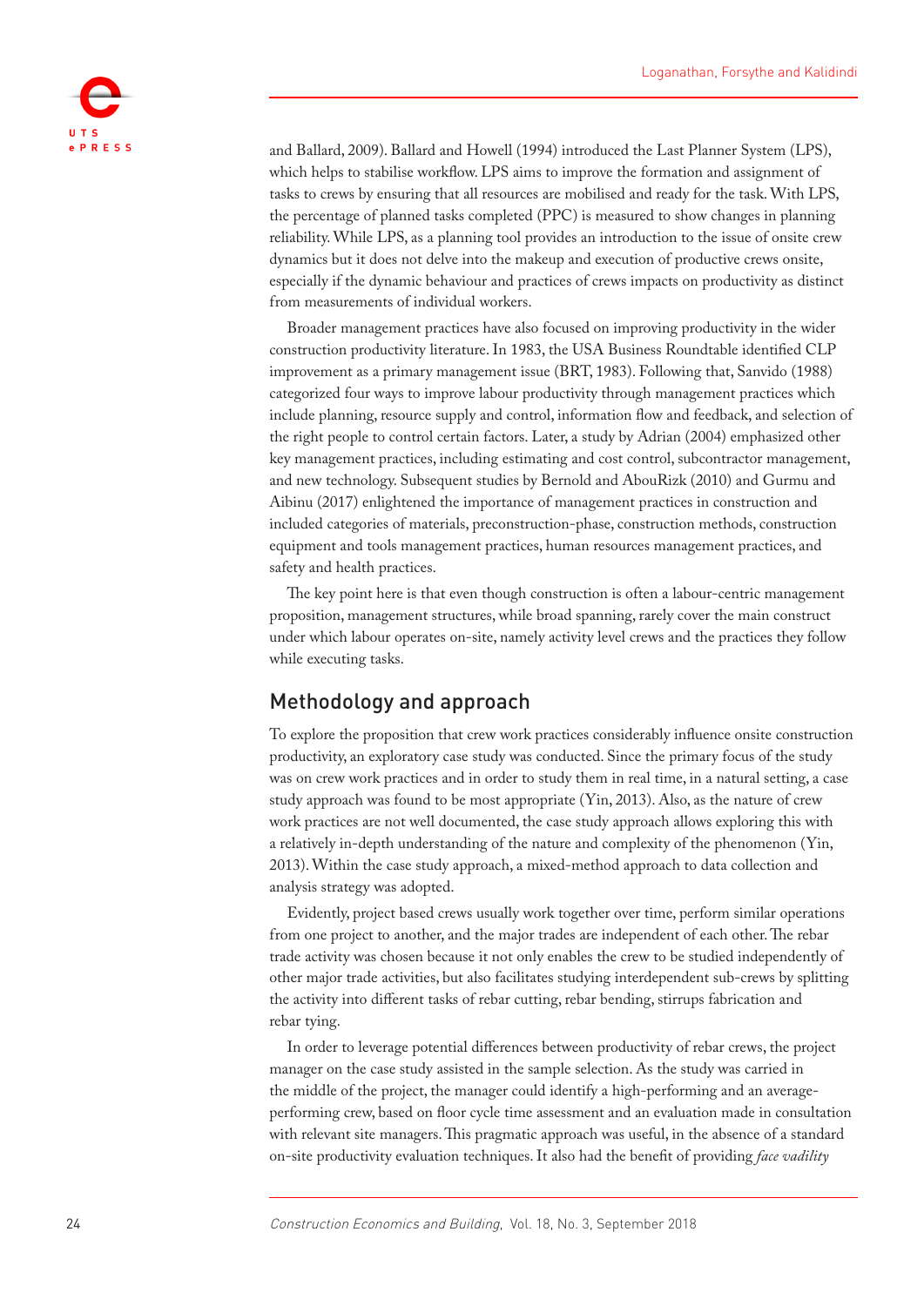and Ballard, 2009). Ballard and Howell (1994) introduced the Last Planner System (LPS), which helps to stabilise workflow. LPS aims to improve the formation and assignment of tasks to crews by ensuring that all resources are mobilised and ready for the task. With LPS, the percentage of planned tasks completed (PPC) is measured to show changes in planning reliability. While LPS, as a planning tool provides an introduction to the issue of onsite crew dynamics but it does not delve into the makeup and execution of productive crews onsite, especially if the dynamic behaviour and practices of crews impacts on productivity as distinct from measurements of individual workers.

Broader management practices have also focused on improving productivity in the wider construction productivity literature. In 1983, the USA Business Roundtable identified CLP improvement as a primary management issue (BRT, 1983). Following that, Sanvido (1988) categorized four ways to improve labour productivity through management practices which include planning, resource supply and control, information flow and feedback, and selection of the right people to control certain factors. Later, a study by Adrian (2004) emphasized other key management practices, including estimating and cost control, subcontractor management, and new technology. Subsequent studies by Bernold and AbouRizk (2010) and Gurmu and Aibinu (2017) enlightened the importance of management practices in construction and included categories of materials, preconstruction-phase, construction methods, construction equipment and tools management practices, human resources management practices, and safety and health practices.

The key point here is that even though construction is often a labour-centric management proposition, management structures, while broad spanning, rarely cover the main construct under which labour operates on-site, namely activity level crews and the practices they follow while executing tasks.

## Methodology and approach

To explore the proposition that crew work practices considerably influence onsite construction productivity, an exploratory case study was conducted. Since the primary focus of the study was on crew work practices and in order to study them in real time, in a natural setting, a case study approach was found to be most appropriate (Yin, 2013). Also, as the nature of crew work practices are not well documented, the case study approach allows exploring this with a relatively in-depth understanding of the nature and complexity of the phenomenon (Yin, 2013). Within the case study approach, a mixed-method approach to data collection and analysis strategy was adopted.

Evidently, project based crews usually work together over time, perform similar operations from one project to another, and the major trades are independent of each other. The rebar trade activity was chosen because it not only enables the crew to be studied independently of other major trade activities, but also facilitates studying interdependent sub-crews by splitting the activity into different tasks of rebar cutting, rebar bending, stirrups fabrication and rebar tying.

In order to leverage potential differences between productivity of rebar crews, the project manager on the case study assisted in the sample selection. As the study was carried in the middle of the project, the manager could identify a high-performing and an average-performing crew, based on floor cycle time assessment and an evaluation made in consultation with relevant site managers. This pragmatic approach was useful, in the absence of a standard on-site productivity evaluation techniques. It also had the benefit of providing *face vadility*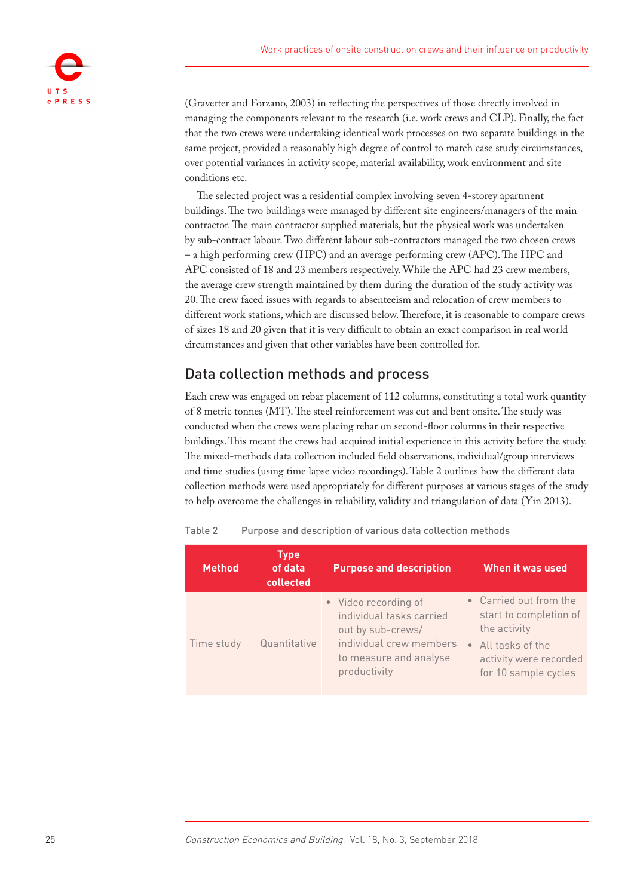(Gravetter and Forzano, 2003) in reflecting the perspectives of those directly involved in managing the components relevant to the research (i.e. work crews and CLP). Finally, the fact that the two crews were undertaking identical work processes on two separate buildings in the same project, provided a reasonably high degree of control to match case study circumstances, over potential variances in activity scope, material availability, work environment and site conditions etc.

The selected project was a residential complex involving seven 4-storey apartment buildings. The two buildings were managed by different site engineers/managers of the main contractor. The main contractor supplied materials, but the physical work was undertaken by sub-contract labour. Two different labour sub-contractors managed the two chosen crews – a high performing crew (HPC) and an average performing crew (APC). The HPC and APC consisted of 18 and 23 members respectively. While the APC had 23 crew members, the average crew strength maintained by them during the duration of the study activity was 20. The crew faced issues with regards to absenteeism and relocation of crew members to different work stations, which are discussed below. Therefore, it is reasonable to compare crews of sizes 18 and 20 given that it is very difficult to obtain an exact comparison in real world circumstances and given that other variables have been controlled for.

## Data collection methods and process

Each crew was engaged on rebar placement of 112 columns, constituting a total work quantity of 8 metric tonnes (MT). The steel reinforcement was cut and bent onsite. The study was conducted when the crews were placing rebar on second-floor columns in their respective buildings. This meant the crews had acquired initial experience in this activity before the study. The mixed-methods data collection included field observations, individual/group interviews and time studies (using time lapse video recordings). Table 2 outlines how the different data collection methods were used appropriately for different purposes at various stages of the study to help overcome the challenges in reliability, validity and triangulation of data (Yin 2013).

Table 2 Purpose and description of various data collection methods

| Method | Type of data collected | Purpose and description | When it was used |
|---|---|---|---|
| Time study | Quantitative | • Video recording of individual tasks carried out by sub-crews/ individual crew members to measure and analyse productivity | • Carried out from the start to completion of the activity<br>• All tasks of the activity were recorded for 10 sample cycles |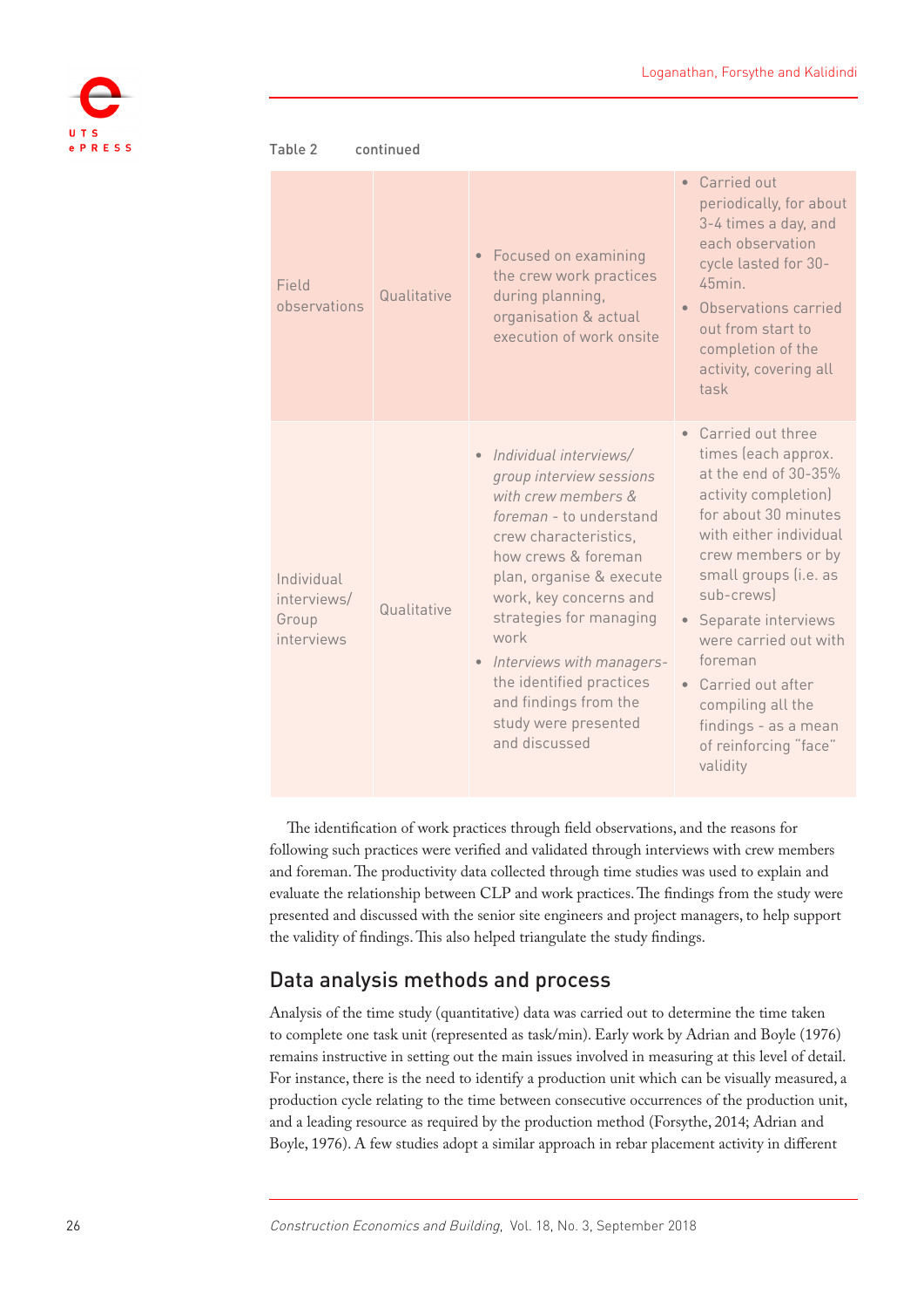Table 2 continued

| | | | |
|---|---|---|---|
| Field observations | Qualitative | • Focused on examining the crew work practices during planning, organisation & actual execution of work onsite | • Carried out periodically, for about 3-4 times a day, and each observation cycle lasted for 30-45min. • Observations carried out from start to completion of the activity, covering all task |
| Individual interviews/ Group interviews | Qualitative | • *Individual interviews/ group interview sessions with crew members & foreman* - to understand crew characteristics, how crews & foreman plan, organise & execute work, key concerns and strategies for managing work • *Interviews with managers*- the identified practices and findings from the study were presented and discussed | • Carried out three times (each approx. at the end of 30-35% activity completion) for about 30 minutes with either individual crew members or by small groups (i.e. as sub-crews) • Separate interviews were carried out with foreman • Carried out after compiling all the findings - as a mean of reinforcing "face" validity |

The identification of work practices through field observations, and the reasons for following such practices were verified and validated through interviews with crew members and foreman. The productivity data collected through time studies was used to explain and evaluate the relationship between CLP and work practices. The findings from the study were presented and discussed with the senior site engineers and project managers, to help support the validity of findings. This also helped triangulate the study findings.

## Data analysis methods and process

Analysis of the time study (quantitative) data was carried out to determine the time taken to complete one task unit (represented as task/min). Early work by Adrian and Boyle (1976) remains instructive in setting out the main issues involved in measuring at this level of detail. For instance, there is the need to identify a production unit which can be visually measured, a production cycle relating to the time between consecutive occurrences of the production unit, and a leading resource as required by the production method (Forsythe, 2014; Adrian and Boyle, 1976). A few studies adopt a similar approach in rebar placement activity in different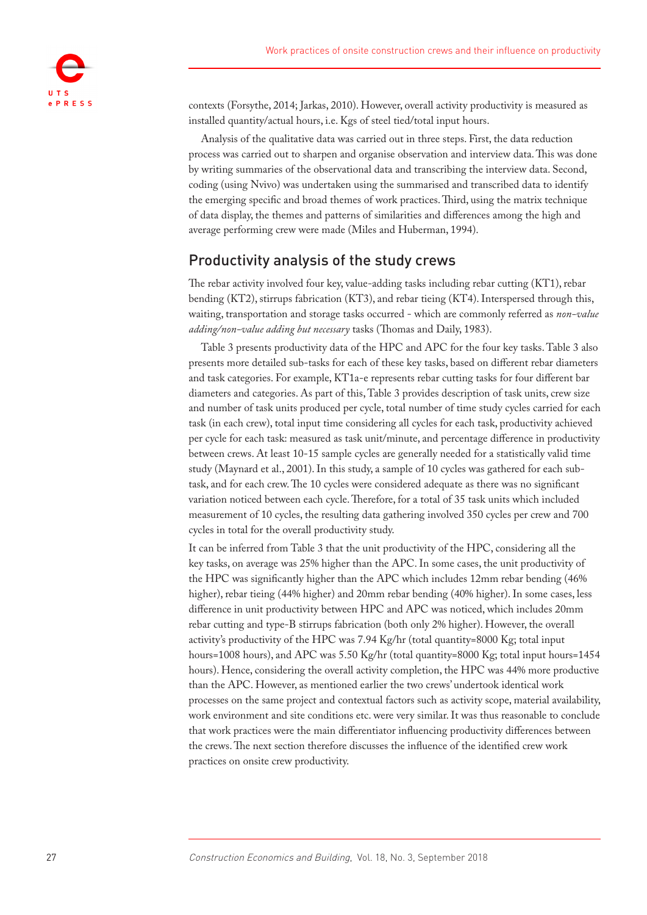contexts (Forsythe, 2014; Jarkas, 2010). However, overall activity productivity is measured as installed quantity/actual hours, i.e. Kgs of steel tied/total input hours.

Analysis of the qualitative data was carried out in three steps. First, the data reduction process was carried out to sharpen and organise observation and interview data. This was done by writing summaries of the observational data and transcribing the interview data. Second, coding (using Nvivo) was undertaken using the summarised and transcribed data to identify the emerging specific and broad themes of work practices. Third, using the matrix technique of data display, the themes and patterns of similarities and differences among the high and average performing crew were made (Miles and Huberman, 1994).

## Productivity analysis of the study crews

The rebar activity involved four key, value-adding tasks including rebar cutting (KT1), rebar bending (KT2), stirrups fabrication (KT3), and rebar tieing (KT4). Interspersed through this, waiting, transportation and storage tasks occurred - which are commonly referred as *non-value adding/non-value adding but necessary* tasks (Thomas and Daily, 1983).

Table 3 presents productivity data of the HPC and APC for the four key tasks. Table 3 also presents more detailed sub-tasks for each of these key tasks, based on different rebar diameters and task categories. For example, KT1a-e represents rebar cutting tasks for four different bar diameters and categories. As part of this, Table 3 provides description of task units, crew size and number of task units produced per cycle, total number of time study cycles carried for each task (in each crew), total input time considering all cycles for each task, productivity achieved per cycle for each task: measured as task unit/minute, and percentage difference in productivity between crews. At least 10-15 sample cycles are generally needed for a statistically valid time study (Maynard et al., 2001). In this study, a sample of 10 cycles was gathered for each sub-task, and for each crew. The 10 cycles were considered adequate as there was no significant variation noticed between each cycle. Therefore, for a total of 35 task units which included measurement of 10 cycles, the resulting data gathering involved 350 cycles per crew and 700 cycles in total for the overall productivity study.

It can be inferred from Table 3 that the unit productivity of the HPC, considering all the key tasks, on average was 25% higher than the APC. In some cases, the unit productivity of the HPC was significantly higher than the APC which includes 12mm rebar bending (46% higher), rebar tieing (44% higher) and 20mm rebar bending (40% higher). In some cases, less difference in unit productivity between HPC and APC was noticed, which includes 20mm rebar cutting and type-B stirrups fabrication (both only 2% higher). However, the overall activity's productivity of the HPC was 7.94 Kg/hr (total quantity=8000 Kg; total input hours=1008 hours), and APC was 5.50 Kg/hr (total quantity=8000 Kg; total input hours=1454 hours). Hence, considering the overall activity completion, the HPC was 44% more productive than the APC. However, as mentioned earlier the two crews' undertook identical work processes on the same project and contextual factors such as activity scope, material availability, work environment and site conditions etc. were very similar. It was thus reasonable to conclude that work practices were the main differentiator influencing productivity differences between the crews. The next section therefore discusses the influence of the identified crew work practices on onsite crew productivity.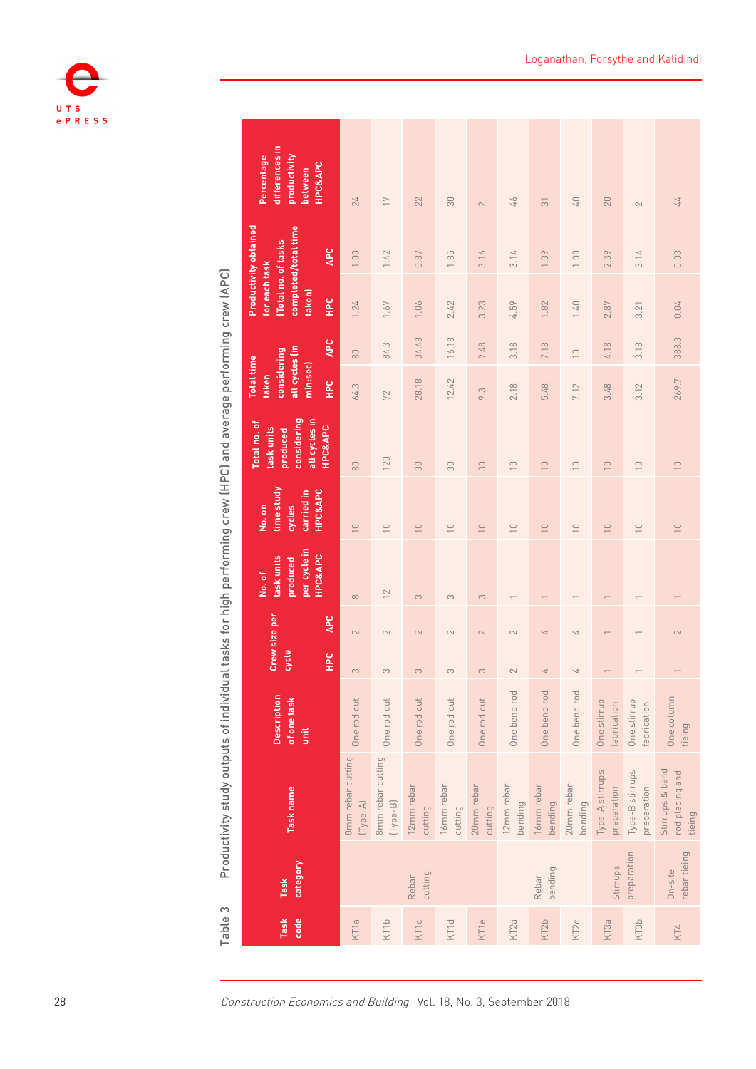Table 3 Productivity study outputs of individual tasks for high performing crew (HPC) and average performing crew (APC)

| Task code | Task category | Task name | Description of one task unit | Crew size per cycle | | No. of task units produced per cycle in HPC&APC | No. on time study cycles carried in HPC&APC | Total no. of task units produced considering all cycles in HPC&APC | Total time taken considering all cycles (in min:sec) | | Productivity obtained for each task (Total no. of tasks completed/total time taken) | | Percentage differences in productivity between HPC&APC |
|---|---|---|---|---|---|---|---|---|---|---|---|---|---|
| | | | | HPC | APC | | | | HPC | APC | HPC | APC | |
| KT1a | Rebar cutting | 8mm rebar cutting (Type-A) | One rod cut | 3 | 2 | 8 | 10 | 80 | 64.3 | 80 | 1.24 | 1.00 | 24 |
| KT1b | | 8mm rebar cutting (Type-B) | One rod cut | 3 | 2 | 12 | 10 | 120 | 72 | 84.3 | 1.67 | 1.42 | 17 |
| KT1c | | 12mm rebar cutting | One rod cut | 3 | 2 | 3 | 10 | 30 | 28.18 | 34.48 | 1.06 | 0.87 | 22 |
| KT1d | | 16mm rebar cutting | One rod cut | 3 | 2 | 3 | 10 | 30 | 12.42 | 16.18 | 2.42 | 1.85 | 30 |
| KT1e | | 20mm rebar cutting | One rod cut | 3 | 2 | 3 | 10 | 30 | 9.3 | 9.48 | 3.23 | 3.16 | 2 |
| KT2a | Rebar bending | 12mm rebar bending | One bend rod | 2 | 2 | 1 | 10 | 10 | 2.18 | 3.18 | 4.59 | 3.14 | 46 |
| KT2b | | 16mm rebar bending | One bend rod | 4 | 4 | 1 | 10 | 10 | 5.48 | 7.18 | 1.82 | 1.39 | 31 |
| KT2c | | 20mm rebar bending | One bend rod | 4 | 4 | 1 | 10 | 10 | 7.12 | 10 | 1.40 | 1.00 | 40 |
| KT3a | Stirrups preparation | Type-A stirrups preparation | One stirrup fabrication | 1 | 1 | 1 | 10 | 10 | 3.48 | 4.18 | 2.87 | 2.39 | 20 |
| KT3b | | Type-B stirrups preparation | One stirrup fabrication | 1 | 1 | 1 | 10 | 10 | 3.12 | 3.18 | 3.21 | 3.14 | 2 |
| KT4 | On-site rebar tieing | Stirrups & bend rod placing and tieing | One column tieing | 1 | 2 | 1 | 10 | 10 | 269.7 | 388.3 | 0.04 | 0.03 | 44 |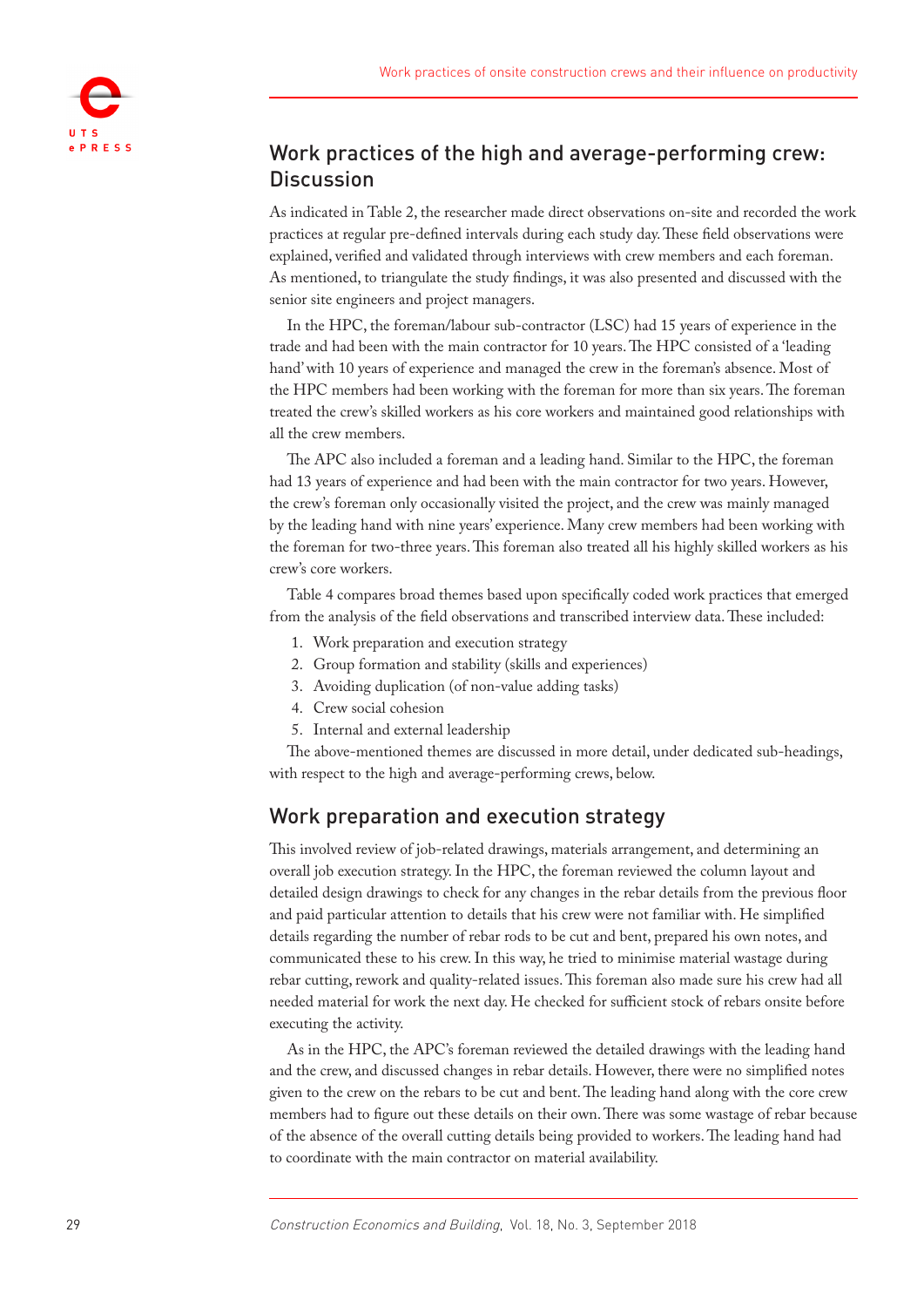## Work practices of the high and average-performing crew: Discussion

As indicated in Table 2, the researcher made direct observations on-site and recorded the work practices at regular pre-defined intervals during each study day. These field observations were explained, verified and validated through interviews with crew members and each foreman. As mentioned, to triangulate the study findings, it was also presented and discussed with the senior site engineers and project managers.

In the HPC, the foreman/labour sub-contractor (LSC) had 15 years of experience in the trade and had been with the main contractor for 10 years. The HPC consisted of a 'leading hand' with 10 years of experience and managed the crew in the foreman's absence. Most of the HPC members had been working with the foreman for more than six years. The foreman treated the crew's skilled workers as his core workers and maintained good relationships with all the crew members.

The APC also included a foreman and a leading hand. Similar to the HPC, the foreman had 13 years of experience and had been with the main contractor for two years. However, the crew's foreman only occasionally visited the project, and the crew was mainly managed by the leading hand with nine years' experience. Many crew members had been working with the foreman for two-three years. This foreman also treated all his highly skilled workers as his crew's core workers.

Table 4 compares broad themes based upon specifically coded work practices that emerged from the analysis of the field observations and transcribed interview data. These included:

1. Work preparation and execution strategy
2. Group formation and stability (skills and experiences)
3. Avoiding duplication (of non-value adding tasks)
4. Crew social cohesion
5. Internal and external leadership

The above-mentioned themes are discussed in more detail, under dedicated sub-headings, with respect to the high and average-performing crews, below.

## Work preparation and execution strategy

This involved review of job-related drawings, materials arrangement, and determining an overall job execution strategy. In the HPC, the foreman reviewed the column layout and detailed design drawings to check for any changes in the rebar details from the previous floor and paid particular attention to details that his crew were not familiar with. He simplified details regarding the number of rebar rods to be cut and bent, prepared his own notes, and communicated these to his crew. In this way, he tried to minimise material wastage during rebar cutting, rework and quality-related issues. This foreman also made sure his crew had all needed material for work the next day. He checked for sufficient stock of rebars onsite before executing the activity.

As in the HPC, the APC's foreman reviewed the detailed drawings with the leading hand and the crew, and discussed changes in rebar details. However, there were no simplified notes given to the crew on the rebars to be cut and bent. The leading hand along with the core crew members had to figure out these details on their own. There was some wastage of rebar because of the absence of the overall cutting details being provided to workers. The leading hand had to coordinate with the main contractor on material availability.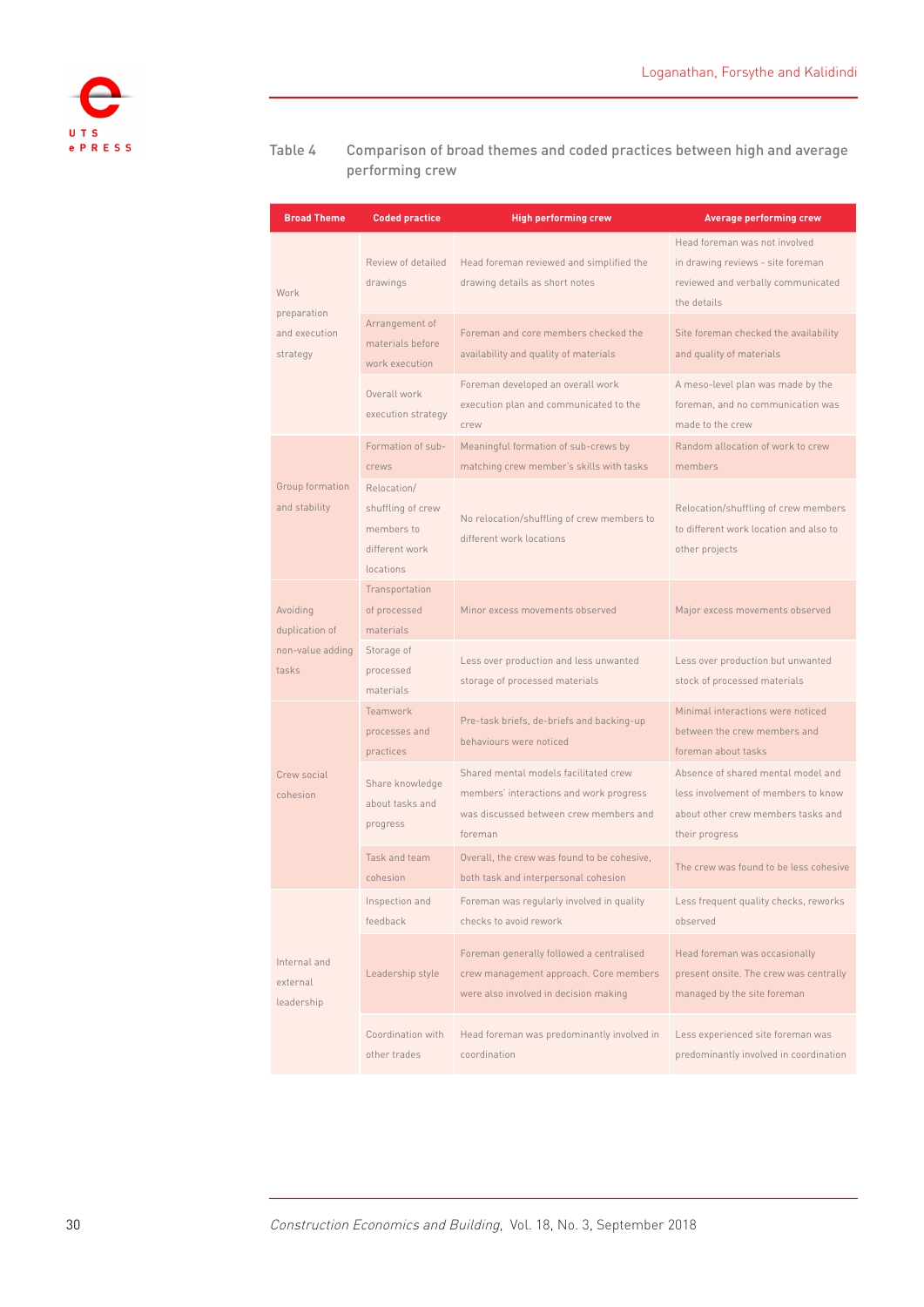Table 4 Comparison of broad themes and coded practices between high and average performing crew

| Broad Theme | Coded practice | High performing crew | Average performing crew |
|---|---|---|---|
| Work preparation and execution strategy | Review of detailed drawings | Head foreman reviewed and simplified the drawing details as short notes | Head foreman was not involved in drawing reviews - site foreman reviewed and verbally communicated the details |
| | Arrangement of materials before work execution | Foreman and core members checked the availability and quality of materials | Site foreman checked the availability and quality of materials |
| | Overall work execution strategy | Foreman developed an overall work execution plan and communicated to the crew | A meso-level plan was made by the foreman, and no communication was made to the crew |
| Group formation and stability | Formation of sub-crews | Meaningful formation of sub-crews by matching crew member's skills with tasks | Random allocation of work to crew members |
| | Relocation/ shuffling of crew members to different work locations | No relocation/shuffling of crew members to different work locations | Relocation/shuffling of crew members to different work location and also to other projects |
| Avoiding duplication of non-value adding tasks | Transportation of processed materials | Minor excess movements observed | Major excess movements observed |
| | Storage of processed materials | Less over production and less unwanted storage of processed materials | Less over production but unwanted stock of processed materials |
| Crew social cohesion | Teamwork processes and practices | Pre-task briefs, de-briefs and backing-up behaviours were noticed | Minimal interactions were noticed between the crew members and foreman about tasks |
| | Share knowledge about tasks and progress | Shared mental models facilitated crew members' interactions and work progress was discussed between crew members and foreman | Absence of shared mental model and less involvement of members to know about other crew members tasks and their progress |
| | Task and team cohesion | Overall, the crew was found to be cohesive, both task and interpersonal cohesion | The crew was found to be less cohesive |
| Internal and external leadership | Inspection and feedback | Foreman was regularly involved in quality checks to avoid rework | Less frequent quality checks, reworks observed |
| | Leadership style | Foreman generally followed a centralised crew management approach. Core members were also involved in decision making | Head foreman was occasionally present onsite. The crew was centrally managed by the site foreman |
| | Coordination with other trades | Head foreman was predominantly involved in coordination | Less experienced site foreman was predominantly involved in coordination |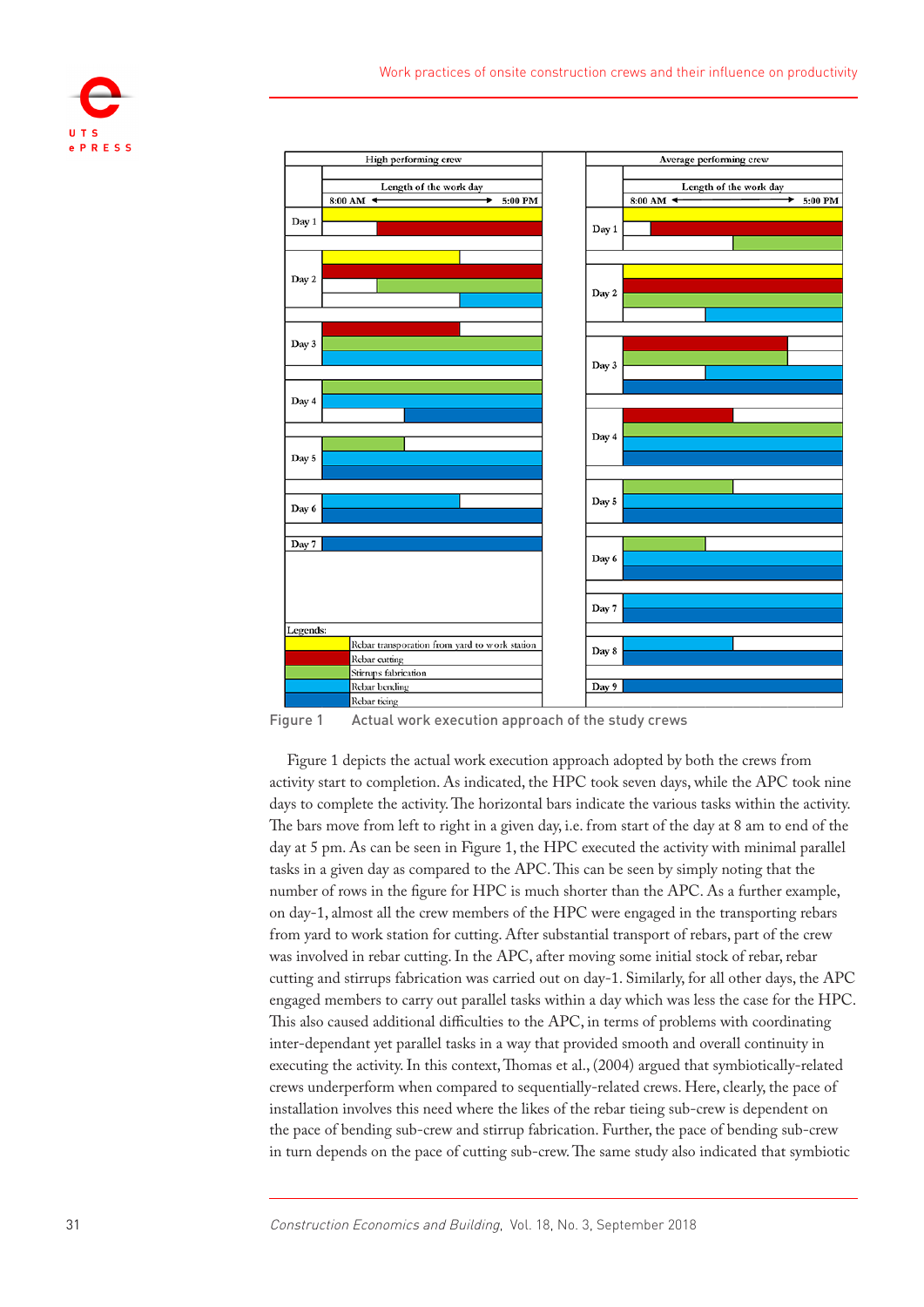Figure 1 Actual work execution approach of the study crews

Figure 1 depicts the actual work execution approach adopted by both the crews from activity start to completion. As indicated, the HPC took seven days, while the APC took nine days to complete the activity. The horizontal bars indicate the various tasks within the activity. The bars move from left to right in a given day, i.e. from start of the day at 8 am to end of the day at 5 pm. As can be seen in Figure 1, the HPC executed the activity with minimal parallel tasks in a given day as compared to the APC. This can be seen by simply noting that the number of rows in the figure for HPC is much shorter than the APC. As a further example, on day-1, almost all the crew members of the HPC were engaged in the transporting rebars from yard to work station for cutting. After substantial transport of rebars, part of the crew was involved in rebar cutting. In the APC, after moving some initial stock of rebar, rebar cutting and stirrups fabrication was carried out on day-1. Similarly, for all other days, the APC engaged members to carry out parallel tasks within a day which was less the case for the HPC. This also caused additional difficulties to the APC, in terms of problems with coordinating inter-dependant yet parallel tasks in a way that provided smooth and overall continuity in executing the activity. In this context, Thomas et al., (2004) argued that symbiotically-related crews underperform when compared to sequentially-related crews. Here, clearly, the pace of installation involves this need where the likes of the rebar tieing sub-crew is dependent on the pace of bending sub-crew and stirrup fabrication. Further, the pace of bending sub-crew in turn depends on the pace of cutting sub-crew. The same study also indicated that symbiotic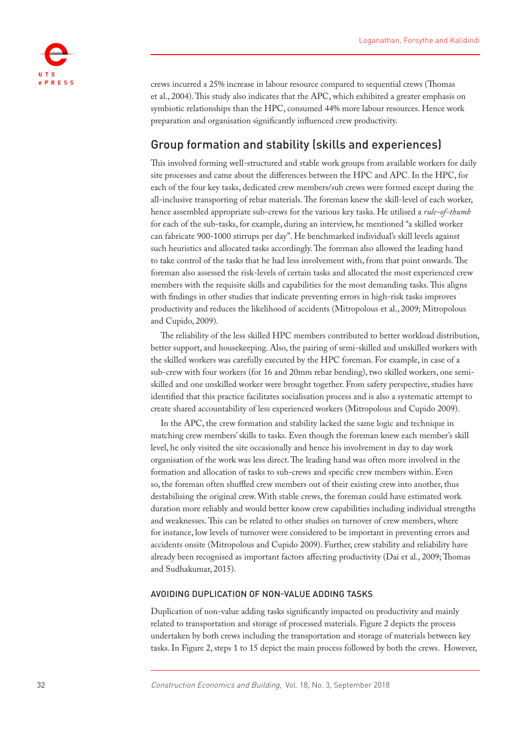crews incurred a 25% increase in labour resource compared to sequential crews (Thomas et al., 2004). This study also indicates that the APC, which exhibited a greater emphasis on symbiotic relationships than the HPC, consumed 44% more labour resources. Hence work preparation and organisation significantly influenced crew productivity.

## Group formation and stability (skills and experiences)

This involved forming well-structured and stable work groups from available workers for daily site processes and came about the differences between the HPC and APC. In the HPC, for each of the four key tasks, dedicated crew members/sub crews were formed except during the all-inclusive transporting of rebar materials. The foreman knew the skill-level of each worker, hence assembled appropriate sub-crews for the various key tasks. He utilised a *rule-of-thumb* for each of the sub-tasks, for example, during an interview, he mentioned "a skilled worker can fabricate 900-1000 stirrups per day". He benchmarked individual's skill levels against such heuristics and allocated tasks accordingly. The foreman also allowed the leading hand to take control of the tasks that he had less involvement with, from that point onwards. The foreman also assessed the risk-levels of certain tasks and allocated the most experienced crew members with the requisite skills and capabilities for the most demanding tasks. This aligns with findings in other studies that indicate preventing errors in high-risk tasks improves productivity and reduces the likelihood of accidents (Mitropolous et al., 2009; Mitropolous and Cupido, 2009).

The reliability of the less skilled HPC members contributed to better workload distribution, better support, and housekeeping. Also, the pairing of semi-skilled and unskilled workers with the skilled workers was carefully executed by the HPC foreman. For example, in case of a sub-crew with four workers (for 16 and 20mm rebar bending), two skilled workers, one semi-skilled and one unskilled worker were brought together. From safety perspective, studies have identified that this practice facilitates socialisation process and is also a systematic attempt to create shared accountability of less experienced workers (Mitropolous and Cupido 2009).

In the APC, the crew formation and stability lacked the same logic and technique in matching crew members' skills to tasks. Even though the foreman knew each member's skill level, he only visited the site occasionally and hence his involvement in day to day work organisation of the work was less direct. The leading hand was often more involved in the formation and allocation of tasks to sub-crews and specific crew members within. Even so, the foreman often shuffled crew members out of their existing crew into another, thus destabilising the original crew. With stable crews, the foreman could have estimated work duration more reliably and would better know crew capabilities including individual strengths and weaknesses. This can be related to other studies on turnover of crew members, where for instance, low levels of turnover were considered to be important in preventing errors and accidents onsite (Mitropolous and Cupido 2009). Further, crew stability and reliability have already been recognised as important factors affecting productivity (Dai et al., 2009; Thomas and Sudhakumar, 2015).

### AVOIDING DUPLICATION OF NON-VALUE ADDING TASKS

Duplication of non-value adding tasks significantly impacted on productivity and mainly related to transportation and storage of processed materials. Figure 2 depicts the process undertaken by both crews including the transportation and storage of materials between key tasks. In Figure 2, steps 1 to 15 depict the main process followed by both the crews. However,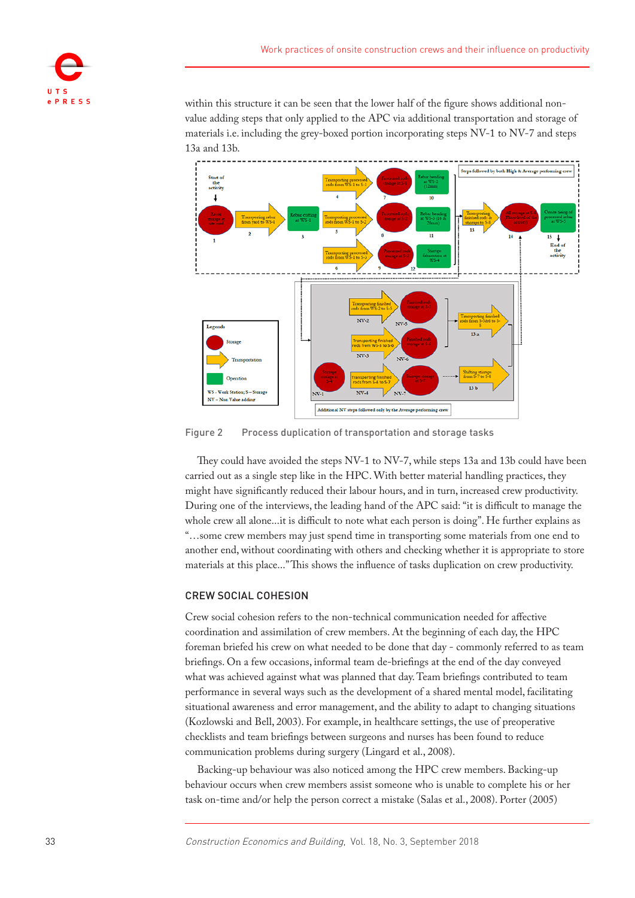within this structure it can be seen that the lower half of the figure shows additional non-value adding steps that only applied to the APC via additional transportation and storage of materials i.e. including the grey-boxed portion incorporating steps NV-1 to NV-7 and steps 13a and 13b.

Figure 2 Process duplication of transportation and storage tasks

They could have avoided the steps NV-1 to NV-7, while steps 13a and 13b could have been carried out as a single step like in the HPC. With better material handling practices, they might have significantly reduced their labour hours, and in turn, increased crew productivity. During one of the interviews, the leading hand of the APC said: "it is difficult to manage the whole crew all alone…it is difficult to note what each person is doing". He further explains as "…some crew members may just spend time in transporting some materials from one end to another end, without coordinating with others and checking whether it is appropriate to store materials at this place…" This shows the influence of tasks duplication on crew productivity.

## CREW SOCIAL COHESION

Crew social cohesion refers to the non-technical communication needed for affective coordination and assimilation of crew members. At the beginning of each day, the HPC foreman briefed his crew on what needed to be done that day - commonly referred to as team briefings. On a few occasions, informal team de-briefings at the end of the day conveyed what was achieved against what was planned that day. Team briefings contributed to team performance in several ways such as the development of a shared mental model, facilitating situational awareness and error management, and the ability to adapt to changing situations (Kozlowski and Bell, 2003). For example, in healthcare settings, the use of preoperative checklists and team briefings between surgeons and nurses has been found to reduce communication problems during surgery (Lingard et al., 2008).

Backing-up behaviour was also noticed among the HPC crew members. Backing-up behaviour occurs when crew members assist someone who is unable to complete his or her task on-time and/or help the person correct a mistake (Salas et al., 2008). Porter (2005)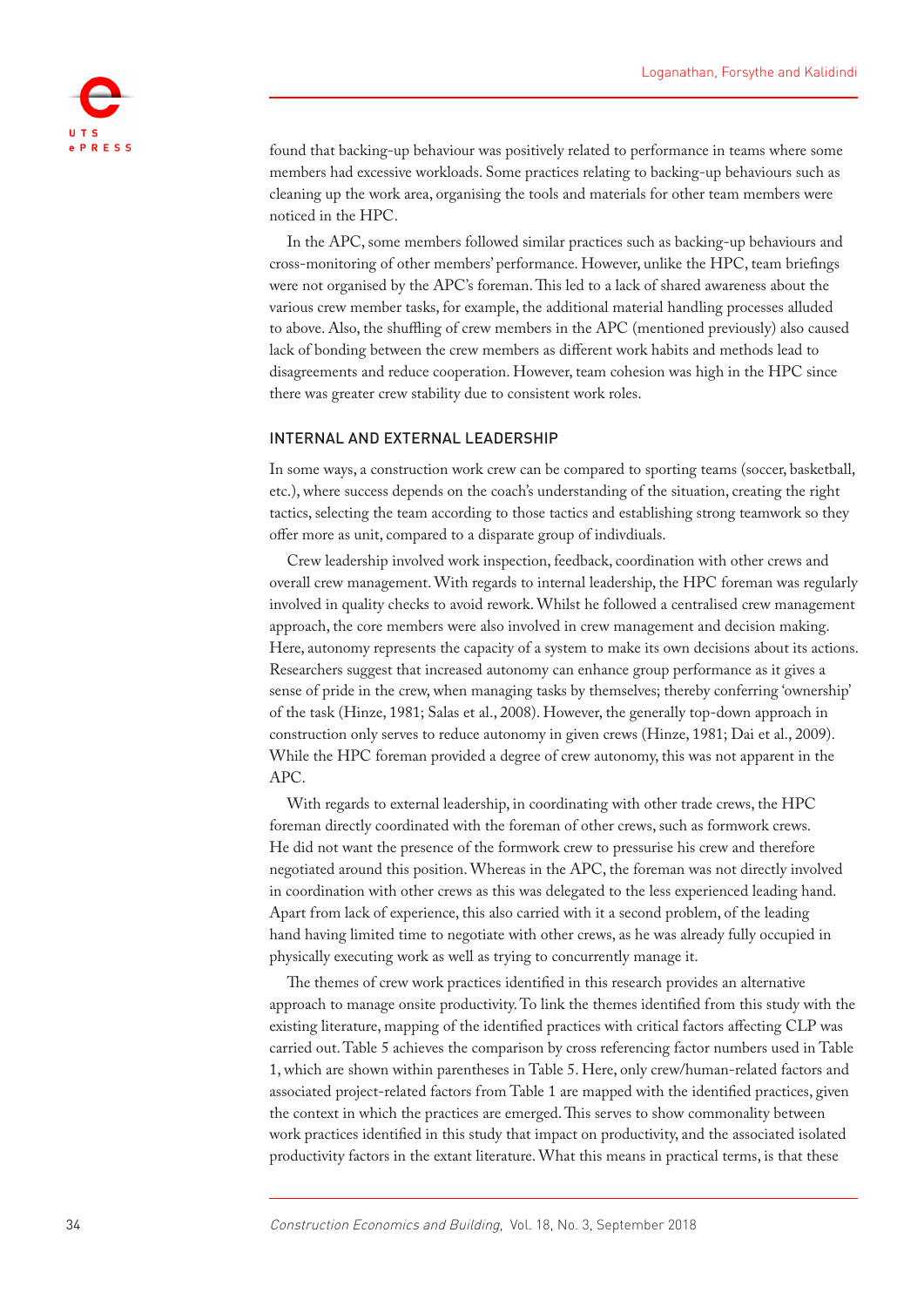found that backing-up behaviour was positively related to performance in teams where some members had excessive workloads. Some practices relating to backing-up behaviours such as cleaning up the work area, organising the tools and materials for other team members were noticed in the HPC.

In the APC, some members followed similar practices such as backing-up behaviours and cross-monitoring of other members' performance. However, unlike the HPC, team briefings were not organised by the APC's foreman. This led to a lack of shared awareness about the various crew member tasks, for example, the additional material handling processes alluded to above. Also, the shuffling of crew members in the APC (mentioned previously) also caused lack of bonding between the crew members as different work habits and methods lead to disagreements and reduce cooperation. However, team cohesion was high in the HPC since there was greater crew stability due to consistent work roles.

## INTERNAL AND EXTERNAL LEADERSHIP

In some ways, a construction work crew can be compared to sporting teams (soccer, basketball, etc.), where success depends on the coach's understanding of the situation, creating the right tactics, selecting the team according to those tactics and establishing strong teamwork so they offer more as unit, compared to a disparate group of indivdiuals.

Crew leadership involved work inspection, feedback, coordination with other crews and overall crew management. With regards to internal leadership, the HPC foreman was regularly involved in quality checks to avoid rework. Whilst he followed a centralised crew management approach, the core members were also involved in crew management and decision making. Here, autonomy represents the capacity of a system to make its own decisions about its actions. Researchers suggest that increased autonomy can enhance group performance as it gives a sense of pride in the crew, when managing tasks by themselves; thereby conferring 'ownership' of the task (Hinze, 1981; Salas et al., 2008). However, the generally top-down approach in construction only serves to reduce autonomy in given crews (Hinze, 1981; Dai et al., 2009). While the HPC foreman provided a degree of crew autonomy, this was not apparent in the APC.

With regards to external leadership, in coordinating with other trade crews, the HPC foreman directly coordinated with the foreman of other crews, such as formwork crews. He did not want the presence of the formwork crew to pressurise his crew and therefore negotiated around this position. Whereas in the APC, the foreman was not directly involved in coordination with other crews as this was delegated to the less experienced leading hand. Apart from lack of experience, this also carried with it a second problem, of the leading hand having limited time to negotiate with other crews, as he was already fully occupied in physically executing work as well as trying to concurrently manage it.

The themes of crew work practices identified in this research provides an alternative approach to manage onsite productivity. To link the themes identified from this study with the existing literature, mapping of the identified practices with critical factors affecting CLP was carried out. Table 5 achieves the comparison by cross referencing factor numbers used in Table 1, which are shown within parentheses in Table 5. Here, only crew/human-related factors and associated project-related factors from Table 1 are mapped with the identified practices, given the context in which the practices are emerged. This serves to show commonality between work practices identified in this study that impact on productivity, and the associated isolated productivity factors in the extant literature. What this means in practical terms, is that these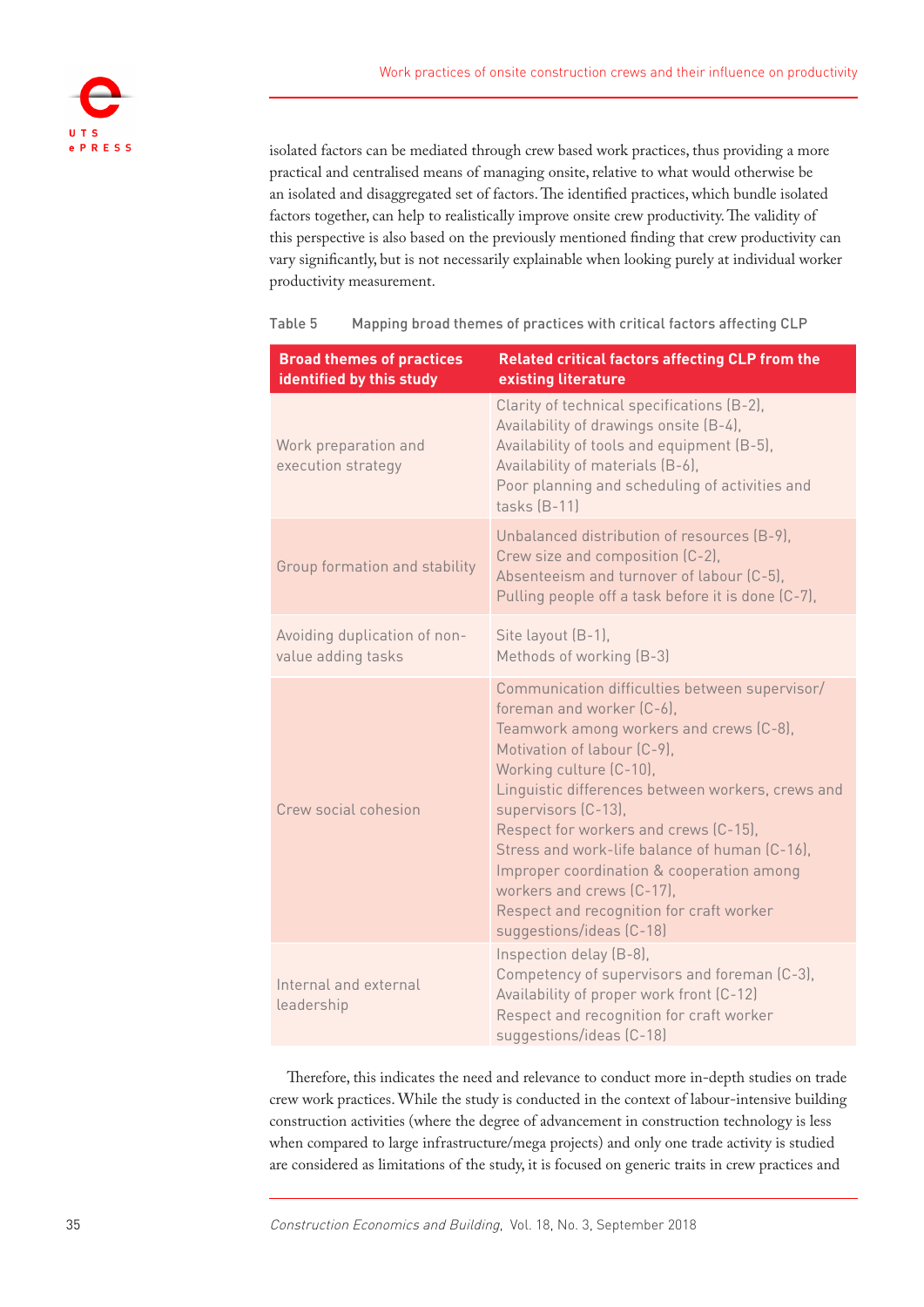isolated factors can be mediated through crew based work practices, thus providing a more practical and centralised means of managing onsite, relative to what would otherwise be an isolated and disaggregated set of factors. The identified practices, which bundle isolated factors together, can help to realistically improve onsite crew productivity. The validity of this perspective is also based on the previously mentioned finding that crew productivity can vary significantly, but is not necessarily explainable when looking purely at individual worker productivity measurement.

Table 5 Mapping broad themes of practices with critical factors affecting CLP

| Broad themes of practices identified by this study | Related critical factors affecting CLP from the existing literature |
|---|---|
| Work preparation and execution strategy | Clarity of technical specifications (B-2), Availability of drawings onsite (B-4), Availability of tools and equipment (B-5), Availability of materials (B-6), Poor planning and scheduling of activities and tasks (B-11) |
| Group formation and stability | Unbalanced distribution of resources (B-9), Crew size and composition (C-2), Absenteeism and turnover of labour (C-5), Pulling people off a task before it is done (C-7), |
| Avoiding duplication of non-value adding tasks | Site layout (B-1), Methods of working (B-3) |
| Crew social cohesion | Communication difficulties between supervisor/ foreman and worker (C-6), Teamwork among workers and crews (C-8), Motivation of labour (C-9), Working culture (C-10), Linguistic differences between workers, crews and supervisors (C-13), Respect for workers and crews (C-15), Stress and work-life balance of human (C-16), Improper coordination & cooperation among workers and crews (C-17), Respect and recognition for craft worker suggestions/ideas (C-18) |
| Internal and external leadership | Inspection delay (B-8), Competency of supervisors and foreman (C-3), Availability of proper work front (C-12) Respect and recognition for craft worker suggestions/ideas (C-18) |

Therefore, this indicates the need and relevance to conduct more in-depth studies on trade crew work practices. While the study is conducted in the context of labour-intensive building construction activities (where the degree of advancement in construction technology is less when compared to large infrastructure/mega projects) and only one trade activity is studied are considered as limitations of the study, it is focused on generic traits in crew practices and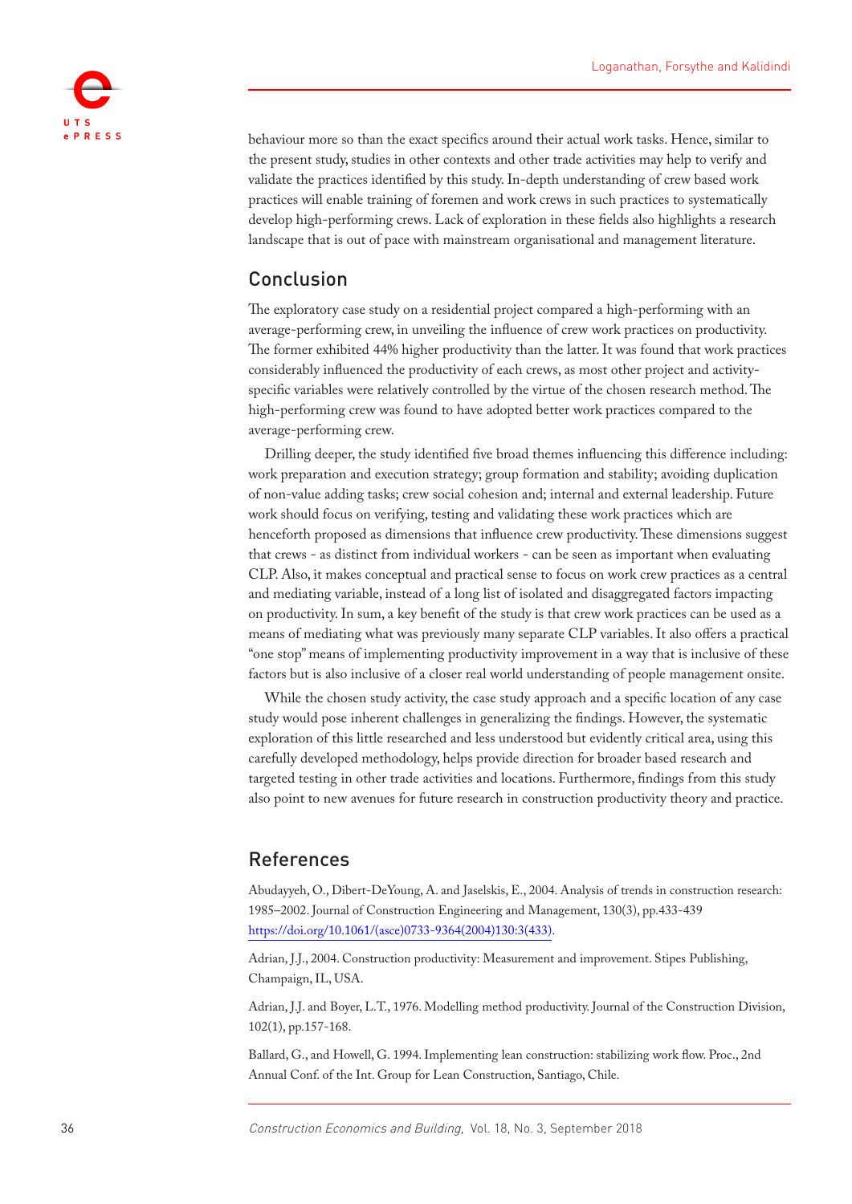behaviour more so than the exact specifics around their actual work tasks. Hence, similar to the present study, studies in other contexts and other trade activities may help to verify and validate the practices identified by this study. In-depth understanding of crew based work practices will enable training of foremen and work crews in such practices to systematically develop high-performing crews. Lack of exploration in these fields also highlights a research landscape that is out of pace with mainstream organisational and management literature.

## Conclusion

The exploratory case study on a residential project compared a high-performing with an average-performing crew, in unveiling the influence of crew work practices on productivity. The former exhibited 44% higher productivity than the latter. It was found that work practices considerably influenced the productivity of each crews, as most other project and activity-specific variables were relatively controlled by the virtue of the chosen research method. The high-performing crew was found to have adopted better work practices compared to the average-performing crew.

Drilling deeper, the study identified five broad themes influencing this difference including: work preparation and execution strategy; group formation and stability; avoiding duplication of non-value adding tasks; crew social cohesion and; internal and external leadership. Future work should focus on verifying, testing and validating these work practices which are henceforth proposed as dimensions that influence crew productivity. These dimensions suggest that crews - as distinct from individual workers - can be seen as important when evaluating CLP. Also, it makes conceptual and practical sense to focus on work crew practices as a central and mediating variable, instead of a long list of isolated and disaggregated factors impacting on productivity. In sum, a key benefit of the study is that crew work practices can be used as a means of mediating what was previously many separate CLP variables. It also offers a practical "one stop" means of implementing productivity improvement in a way that is inclusive of these factors but is also inclusive of a closer real world understanding of people management onsite.

While the chosen study activity, the case study approach and a specific location of any case study would pose inherent challenges in generalizing the findings. However, the systematic exploration of this little researched and less understood but evidently critical area, using this carefully developed methodology, helps provide direction for broader based research and targeted testing in other trade activities and locations. Furthermore, findings from this study also point to new avenues for future research in construction productivity theory and practice.

## References

Abudayyeh, O., Dibert-DeYoung, A. and Jaselskis, E., 2004. Analysis of trends in construction research: 1985–2002. Journal of Construction Engineering and Management, 130(3), pp.433-439 https://doi.org/10.1061/(asce)0733-9364(2004)130:3(433).

Adrian, J.J., 2004. Construction productivity: Measurement and improvement. Stipes Publishing, Champaign, IL, USA.

Adrian, J.J. and Boyer, L.T., 1976. Modelling method productivity. Journal of the Construction Division, 102(1), pp.157-168.

Ballard, G., and Howell, G. 1994. Implementing lean construction: stabilizing work flow. Proc., 2nd Annual Conf. of the Int. Group for Lean Construction, Santiago, Chile.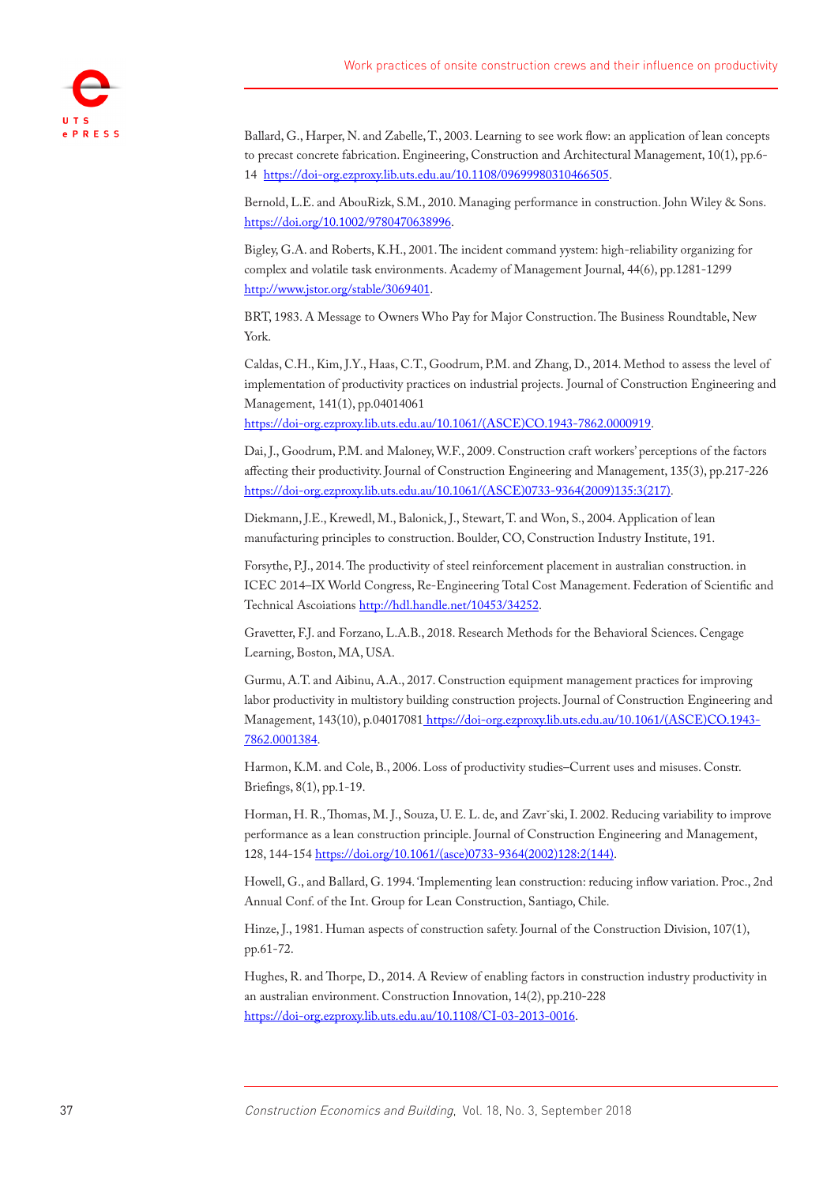Ballard, G., Harper, N. and Zabelle, T., 2003. Learning to see work flow: an application of lean concepts to precast concrete fabrication. Engineering, Construction and Architectural Management, 10(1), pp.6-14 https://doi-org.ezproxy.lib.uts.edu.au/10.1108/09699980310466505.

Bernold, L.E. and AbouRizk, S.M., 2010. Managing performance in construction. John Wiley & Sons. https://doi.org/10.1002/9780470638996.

Bigley, G.A. and Roberts, K.H., 2001. The incident command yystem: high-reliability organizing for complex and volatile task environments. Academy of Management Journal, 44(6), pp.1281-1299 http://www.jstor.org/stable/3069401.

BRT, 1983. A Message to Owners Who Pay for Major Construction. The Business Roundtable, New York.

Caldas, C.H., Kim, J.Y., Haas, C.T., Goodrum, P.M. and Zhang, D., 2014. Method to assess the level of implementation of productivity practices on industrial projects. Journal of Construction Engineering and Management, 141(1), pp.04014061 https://doi-org.ezproxy.lib.uts.edu.au/10.1061/(ASCE)CO.1943-7862.0000919.

Dai, J., Goodrum, P.M. and Maloney, W.F., 2009. Construction craft workers' perceptions of the factors affecting their productivity. Journal of Construction Engineering and Management, 135(3), pp.217-226 https://doi-org.ezproxy.lib.uts.edu.au/10.1061/(ASCE)0733-9364(2009)135:3(217).

Diekmann, J.E., Krewedl, M., Balonick, J., Stewart, T. and Won, S., 2004. Application of lean manufacturing principles to construction. Boulder, CO, Construction Industry Institute, 191.

Forsythe, P.J., 2014. The productivity of steel reinforcement placement in australian construction. in ICEC 2014–IX World Congress, Re-Engineering Total Cost Management. Federation of Scientific and Technical Ascoiations http://hdl.handle.net/10453/34252.

Gravetter, F.J. and Forzano, L.A.B., 2018. Research Methods for the Behavioral Sciences. Cengage Learning, Boston, MA, USA.

Gurmu, A.T. and Aibinu, A.A., 2017. Construction equipment management practices for improving labor productivity in multistory building construction projects. Journal of Construction Engineering and Management, 143(10), p.04017081 https://doi-org.ezproxy.lib.uts.edu.au/10.1061/(ASCE)CO.1943-7862.0001384.

Harmon, K.M. and Cole, B., 2006. Loss of productivity studies–Current uses and misuses. Constr. Briefings, 8(1), pp.1-19.

Horman, H. R., Thomas, M. J., Souza, U. E. L. de, and Zavrˇski, I. 2002. Reducing variability to improve performance as a lean construction principle. Journal of Construction Engineering and Management, 128, 144-154 https://doi.org/10.1061/(asce)0733-9364(2002)128:2(144).

Howell, G., and Ballard, G. 1994. 'Implementing lean construction: reducing inflow variation. Proc., 2nd Annual Conf. of the Int. Group for Lean Construction, Santiago, Chile.

Hinze, J., 1981. Human aspects of construction safety. Journal of the Construction Division, 107(1), pp.61-72.

Hughes, R. and Thorpe, D., 2014. A Review of enabling factors in construction industry productivity in an australian environment. Construction Innovation, 14(2), pp.210-228 https://doi-org.ezproxy.lib.uts.edu.au/10.1108/CI-03-2013-0016.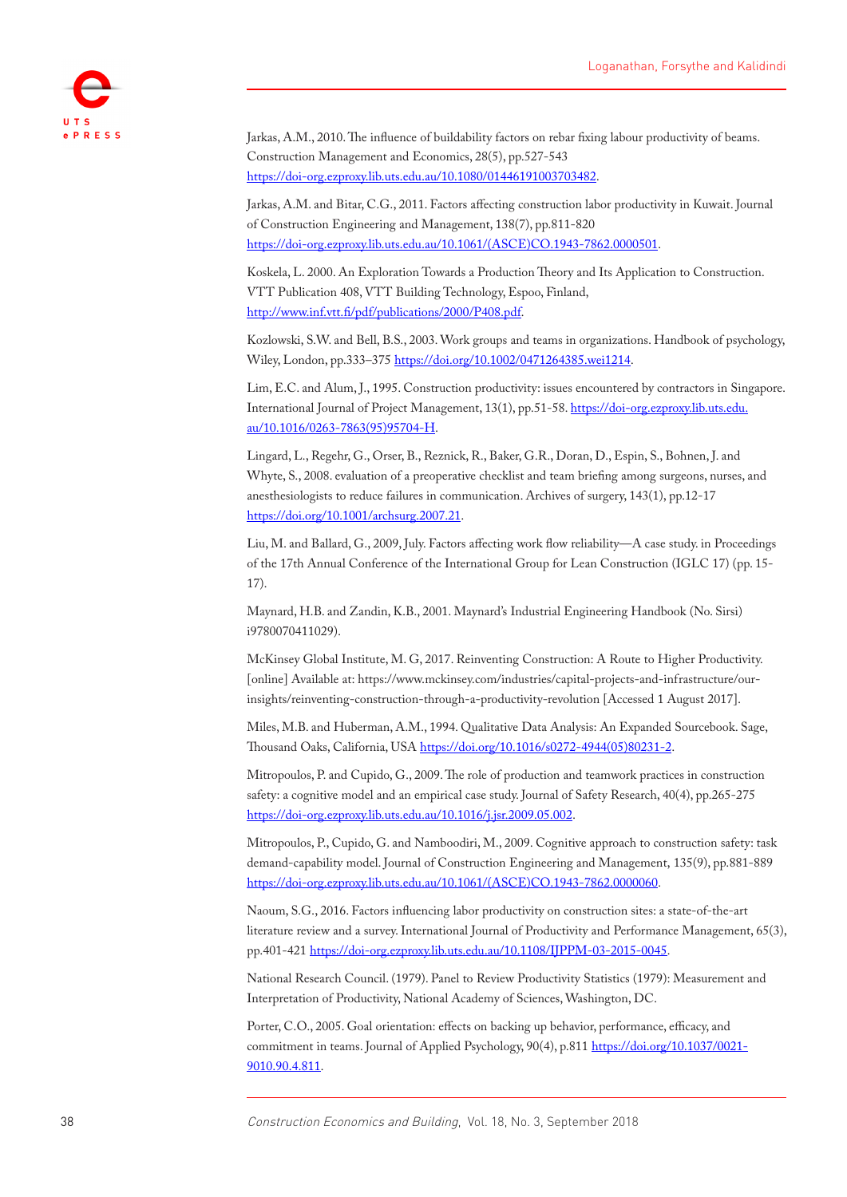Jarkas, A.M., 2010. The influence of buildability factors on rebar fixing labour productivity of beams. Construction Management and Economics, 28(5), pp.527-543 https://doi-org.ezproxy.lib.uts.edu.au/10.1080/01446191003703482.

Jarkas, A.M. and Bitar, C.G., 2011. Factors affecting construction labor productivity in Kuwait. Journal of Construction Engineering and Management, 138(7), pp.811-820 https://doi-org.ezproxy.lib.uts.edu.au/10.1061/(ASCE)CO.1943-7862.0000501.

Koskela, L. 2000. An Exploration Towards a Production Theory and Its Application to Construction. VTT Publication 408, VTT Building Technology, Espoo, Finland, http://www.inf.vtt.fi/pdf/publications/2000/P408.pdf.

Kozlowski, S.W. and Bell, B.S., 2003. Work groups and teams in organizations. Handbook of psychology, Wiley, London, pp.333–375 https://doi.org/10.1002/0471264385.wei1214.

Lim, E.C. and Alum, J., 1995. Construction productivity: issues encountered by contractors in Singapore. International Journal of Project Management, 13(1), pp.51-58. https://doi-org.ezproxy.lib.uts.edu.au/10.1016/0263-7863(95)95704-H.

Lingard, L., Regehr, G., Orser, B., Reznick, R., Baker, G.R., Doran, D., Espin, S., Bohnen, J. and Whyte, S., 2008. evaluation of a preoperative checklist and team briefing among surgeons, nurses, and anesthesiologists to reduce failures in communication. Archives of surgery, 143(1), pp.12-17 https://doi.org/10.1001/archsurg.2007.21.

Liu, M. and Ballard, G., 2009, July. Factors affecting work flow reliability—A case study. in Proceedings of the 17th Annual Conference of the International Group for Lean Construction (IGLC 17) (pp. 15-17).

Maynard, H.B. and Zandin, K.B., 2001. Maynard's Industrial Engineering Handbook (No. Sirsi) i9780070411029).

McKinsey Global Institute, M. G, 2017. Reinventing Construction: A Route to Higher Productivity. [online] Available at: https://www.mckinsey.com/industries/capital-projects-and-infrastructure/our-insights/reinventing-construction-through-a-productivity-revolution [Accessed 1 August 2017].

Miles, M.B. and Huberman, A.M., 1994. Qualitative Data Analysis: An Expanded Sourcebook. Sage, Thousand Oaks, California, USA https://doi.org/10.1016/s0272-4944(05)80231-2.

Mitropoulos, P. and Cupido, G., 2009. The role of production and teamwork practices in construction safety: a cognitive model and an empirical case study. Journal of Safety Research, 40(4), pp.265-275 https://doi-org.ezproxy.lib.uts.edu.au/10.1016/j.jsr.2009.05.002.

Mitropoulos, P., Cupido, G. and Namboodiri, M., 2009. Cognitive approach to construction safety: task demand-capability model. Journal of Construction Engineering and Management, 135(9), pp.881-889 https://doi-org.ezproxy.lib.uts.edu.au/10.1061/(ASCE)CO.1943-7862.0000060.

Naoum, S.G., 2016. Factors influencing labor productivity on construction sites: a state-of-the-art literature review and a survey. International Journal of Productivity and Performance Management, 65(3), pp.401-421 https://doi-org.ezproxy.lib.uts.edu.au/10.1108/IJPPM-03-2015-0045.

National Research Council. (1979). Panel to Review Productivity Statistics (1979): Measurement and Interpretation of Productivity, National Academy of Sciences, Washington, DC.

Porter, C.O., 2005. Goal orientation: effects on backing up behavior, performance, efficacy, and commitment in teams. Journal of Applied Psychology, 90(4), p.811 https://doi.org/10.1037/0021-9010.90.4.811.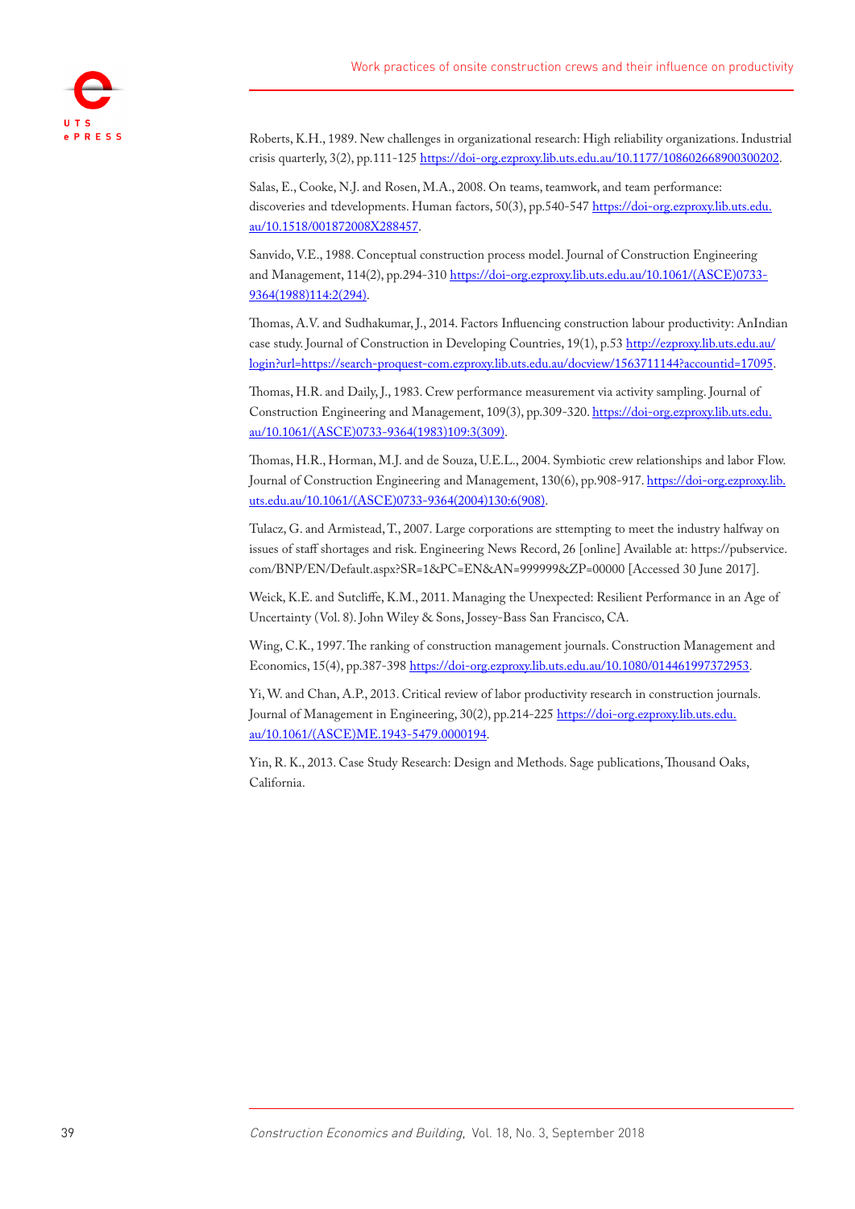Roberts, K.H., 1989. New challenges in organizational research: High reliability organizations. Industrial crisis quarterly, 3(2), pp.111-125 https://doi-org.ezproxy.lib.uts.edu.au/10.1177/108602668900300202.

Salas, E., Cooke, N.J. and Rosen, M.A., 2008. On teams, teamwork, and team performance: discoveries and tdevelopments. Human factors, 50(3), pp.540-547 https://doi-org.ezproxy.lib.uts.edu.au/10.1518/001872008X288457.

Sanvido, V.E., 1988. Conceptual construction process model. Journal of Construction Engineering and Management, 114(2), pp.294-310 https://doi-org.ezproxy.lib.uts.edu.au/10.1061/(ASCE)0733-9364(1988)114:2(294).

Thomas, A.V. and Sudhakumar, J., 2014. Factors Influencing construction labour productivity: AnIndian case study. Journal of Construction in Developing Countries, 19(1), p.53 http://ezproxy.lib.uts.edu.au/login?url=https://search-proquest-com.ezproxy.lib.uts.edu.au/docview/1563711144?accountid=17095.

Thomas, H.R. and Daily, J., 1983. Crew performance measurement via activity sampling. Journal of Construction Engineering and Management, 109(3), pp.309-320. https://doi-org.ezproxy.lib.uts.edu.au/10.1061/(ASCE)0733-9364(1983)109:3(309).

Thomas, H.R., Horman, M.J. and de Souza, U.E.L., 2004. Symbiotic crew relationships and labor Flow. Journal of Construction Engineering and Management, 130(6), pp.908-917. https://doi-org.ezproxy.lib.uts.edu.au/10.1061/(ASCE)0733-9364(2004)130:6(908).

Tulacz, G. and Armistead, T., 2007. Large corporations are sttempting to meet the industry halfway on issues of staff shortages and risk. Engineering News Record, 26 [online] Available at: https://pubservice.com/BNP/EN/Default.aspx?SR=1&PC=EN&AN=999999&ZP=00000 [Accessed 30 June 2017].

Weick, K.E. and Sutcliffe, K.M., 2011. Managing the Unexpected: Resilient Performance in an Age of Uncertainty (Vol. 8). John Wiley & Sons, Jossey-Bass San Francisco, CA.

Wing, C.K., 1997. The ranking of construction management journals. Construction Management and Economics, 15(4), pp.387-398 https://doi-org.ezproxy.lib.uts.edu.au/10.1080/014461997372953.

Yi, W. and Chan, A.P., 2013. Critical review of labor productivity research in construction journals. Journal of Management in Engineering, 30(2), pp.214-225 https://doi-org.ezproxy.lib.uts.edu.au/10.1061/(ASCE)ME.1943-5479.0000194.

Yin, R. K., 2013. Case Study Research: Design and Methods. Sage publications, Thousand Oaks, California.